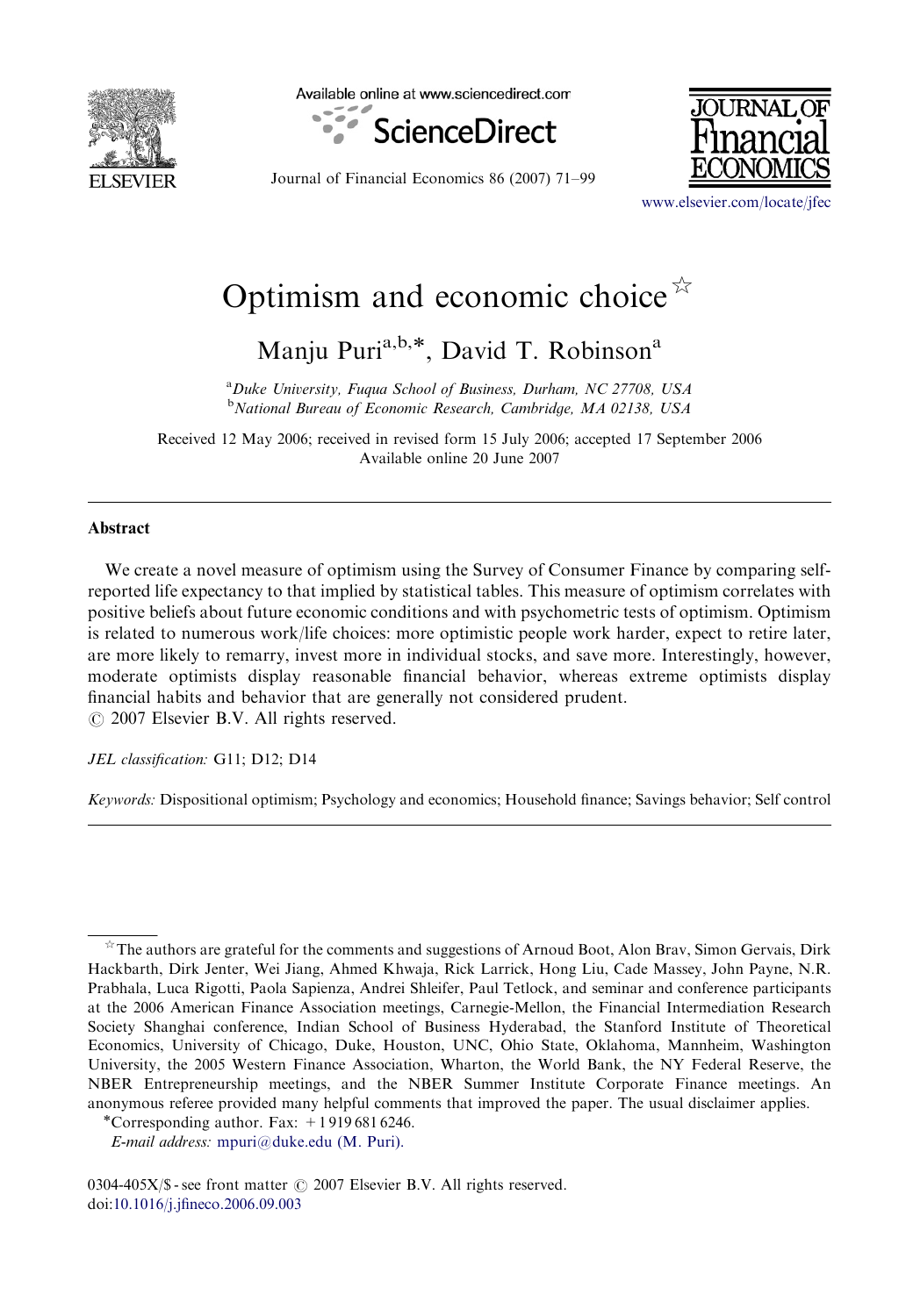# Optimism and economic choice ☆

Manju Puri[a,b,*], David T. Robinson[a]

[a] Duke University, Fuqua School of Business, Durham, NC 27708, USA

[b] National Bureau of Economic Research, Cambridge, MA 02138, USA

Received 12 May 2006; received in revised form 15 July 2006; accepted 17 September 2006
Available online 20 June 2007

## Abstract

We create a novel measure of optimism using the Survey of Consumer Finance by comparing self-reported life expectancy to that implied by statistical tables. This measure of optimism correlates with positive beliefs about future economic conditions and with psychometric tests of optimism. Optimism is related to numerous work/life choices: more optimistic people work harder, expect to retire later, are more likely to remarry, invest more in individual stocks, and save more. Interestingly, however, moderate optimists display reasonable financial behavior, whereas extreme optimists display financial habits and behavior that are generally not considered prudent.

© 2007 Elsevier B.V. All rights reserved.

*JEL classification:* G11; D12; D14

*Keywords:* Dispositional optimism; Psychology and economics; Household finance; Savings behavior; Self control

---

☆ The authors are grateful for the comments and suggestions of Arnoud Boot, Alon Brav, Simon Gervais, Dirk Hackbarth, Dirk Jenter, Wei Jiang, Ahmed Khwaja, Rick Larrick, Hong Liu, Cade Massey, John Payne, N.R. Prabhala, Luca Rigotti, Paola Sapienza, Andrei Shleifer, Paul Tetlock, and seminar and conference participants at the 2006 American Finance Association meetings, Carnegie-Mellon, the Financial Intermediation Research Society Shanghai conference, Indian School of Business Hyderabad, the Stanford Institute of Theoretical Economics, University of Chicago, Duke, Houston, UNC, Ohio State, Oklahoma, Mannheim, Washington University, the 2005 Western Finance Association, Wharton, the World Bank, the NY Federal Reserve, the NBER Entrepreneurship meetings, and the NBER Summer Institute Corporate Finance meetings. An anonymous referee provided many helpful comments that improved the paper. The usual disclaimer applies.

*Corresponding author. Fax: +1 919 681 6246.

*E-mail address:* mpuri@duke.edu (M. Puri).

0304-405X/$ - see front matter © 2007 Elsevier B.V. All rights reserved.
doi:10.1016/j.jfineco.2006.09.003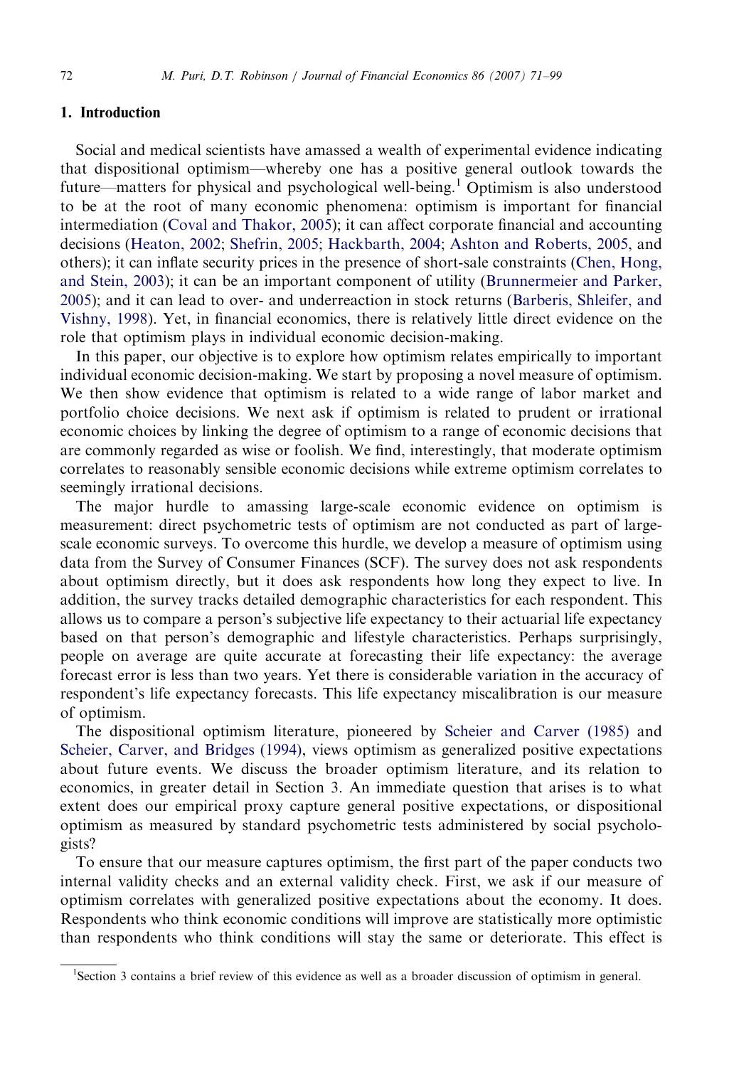## 1. Introduction

Social and medical scientists have amassed a wealth of experimental evidence indicating that dispositional optimism—whereby one has a positive general outlook towards the future—matters for physical and psychological well-being.[1] Optimism is also understood to be at the root of many economic phenomena: optimism is important for financial intermediation (Coval and Thakor, 2005); it can affect corporate financial and accounting decisions (Heaton, 2002; Shefrin, 2005; Hackbarth, 2004; Ashton and Roberts, 2005, and others); it can inflate security prices in the presence of short-sale constraints (Chen, Hong, and Stein, 2003); it can be an important component of utility (Brunnermeier and Parker, 2005); and it can lead to over- and underreaction in stock returns (Barberis, Shleifer, and Vishny, 1998). Yet, in financial economics, there is relatively little direct evidence on the role that optimism plays in individual economic decision-making.

In this paper, our objective is to explore how optimism relates empirically to important individual economic decision-making. We start by proposing a novel measure of optimism. We then show evidence that optimism is related to a wide range of labor market and portfolio choice decisions. We next ask if optimism is related to prudent or irrational economic choices by linking the degree of optimism to a range of economic decisions that are commonly regarded as wise or foolish. We find, interestingly, that moderate optimism correlates to reasonably sensible economic decisions while extreme optimism correlates to seemingly irrational decisions.

The major hurdle to amassing large-scale economic evidence on optimism is measurement: direct psychometric tests of optimism are not conducted as part of large-scale economic surveys. To overcome this hurdle, we develop a measure of optimism using data from the Survey of Consumer Finances (SCF). The survey does not ask respondents about optimism directly, but it does ask respondents how long they expect to live. In addition, the survey tracks detailed demographic characteristics for each respondent. This allows us to compare a person's subjective life expectancy to their actuarial life expectancy based on that person's demographic and lifestyle characteristics. Perhaps surprisingly, people on average are quite accurate at forecasting their life expectancy: the average forecast error is less than two years. Yet there is considerable variation in the accuracy of respondent's life expectancy forecasts. This life expectancy miscalibration is our measure of optimism.

The dispositional optimism literature, pioneered by Scheier and Carver (1985) and Scheier, Carver, and Bridges (1994), views optimism as generalized positive expectations about future events. We discuss the broader optimism literature, and its relation to economics, in greater detail in Section 3. An immediate question that arises is to what extent does our empirical proxy capture general positive expectations, or dispositional optimism as measured by standard psychometric tests administered by social psychologists?

To ensure that our measure captures optimism, the first part of the paper conducts two internal validity checks and an external validity check. First, we ask if our measure of optimism correlates with generalized positive expectations about the economy. It does. Respondents who think economic conditions will improve are statistically more optimistic than respondents who think conditions will stay the same or deteriorate. This effect is

[1] Section 3 contains a brief review of this evidence as well as a broader discussion of optimism in general.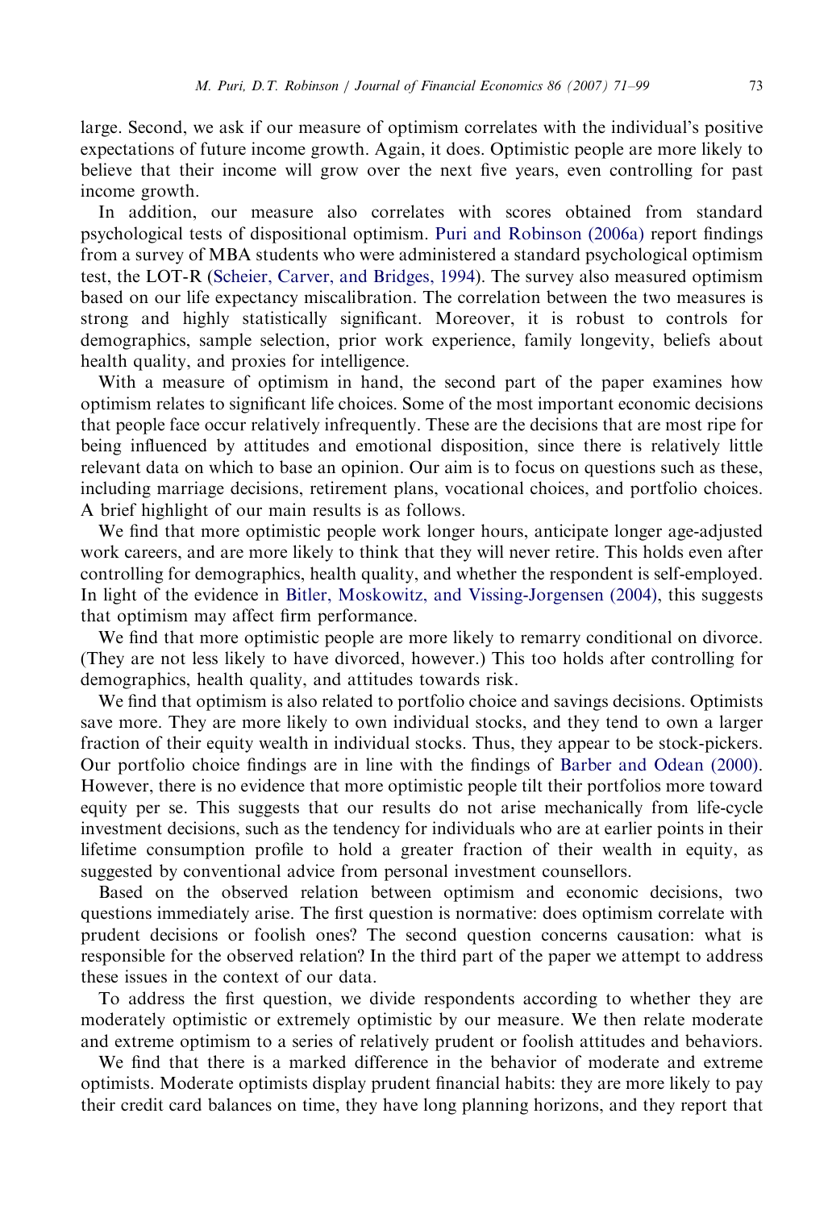large. Second, we ask if our measure of optimism correlates with the individual's positive expectations of future income growth. Again, it does. Optimistic people are more likely to believe that their income will grow over the next five years, even controlling for past income growth.

In addition, our measure also correlates with scores obtained from standard psychological tests of dispositional optimism. Puri and Robinson (2006a) report findings from a survey of MBA students who were administered a standard psychological optimism test, the LOT-R (Scheier, Carver, and Bridges, 1994). The survey also measured optimism based on our life expectancy miscalibration. The correlation between the two measures is strong and highly statistically significant. Moreover, it is robust to controls for demographics, sample selection, prior work experience, family longevity, beliefs about health quality, and proxies for intelligence.

With a measure of optimism in hand, the second part of the paper examines how optimism relates to significant life choices. Some of the most important economic decisions that people face occur relatively infrequently. These are the decisions that are most ripe for being influenced by attitudes and emotional disposition, since there is relatively little relevant data on which to base an opinion. Our aim is to focus on questions such as these, including marriage decisions, retirement plans, vocational choices, and portfolio choices. A brief highlight of our main results is as follows.

We find that more optimistic people work longer hours, anticipate longer age-adjusted work careers, and are more likely to think that they will never retire. This holds even after controlling for demographics, health quality, and whether the respondent is self-employed. In light of the evidence in Bitler, Moskowitz, and Vissing-Jorgensen (2004), this suggests that optimism may affect firm performance.

We find that more optimistic people are more likely to remarry conditional on divorce. (They are not less likely to have divorced, however.) This too holds after controlling for demographics, health quality, and attitudes towards risk.

We find that optimism is also related to portfolio choice and savings decisions. Optimists save more. They are more likely to own individual stocks, and they tend to own a larger fraction of their equity wealth in individual stocks. Thus, they appear to be stock-pickers. Our portfolio choice findings are in line with the findings of Barber and Odean (2000). However, there is no evidence that more optimistic people tilt their portfolios more toward equity per se. This suggests that our results do not arise mechanically from life-cycle investment decisions, such as the tendency for individuals who are at earlier points in their lifetime consumption profile to hold a greater fraction of their wealth in equity, as suggested by conventional advice from personal investment counsellors.

Based on the observed relation between optimism and economic decisions, two questions immediately arise. The first question is normative: does optimism correlate with prudent decisions or foolish ones? The second question concerns causation: what is responsible for the observed relation? In the third part of the paper we attempt to address these issues in the context of our data.

To address the first question, we divide respondents according to whether they are moderately optimistic or extremely optimistic by our measure. We then relate moderate and extreme optimism to a series of relatively prudent or foolish attitudes and behaviors.

We find that there is a marked difference in the behavior of moderate and extreme optimists. Moderate optimists display prudent financial habits: they are more likely to pay their credit card balances on time, they have long planning horizons, and they report that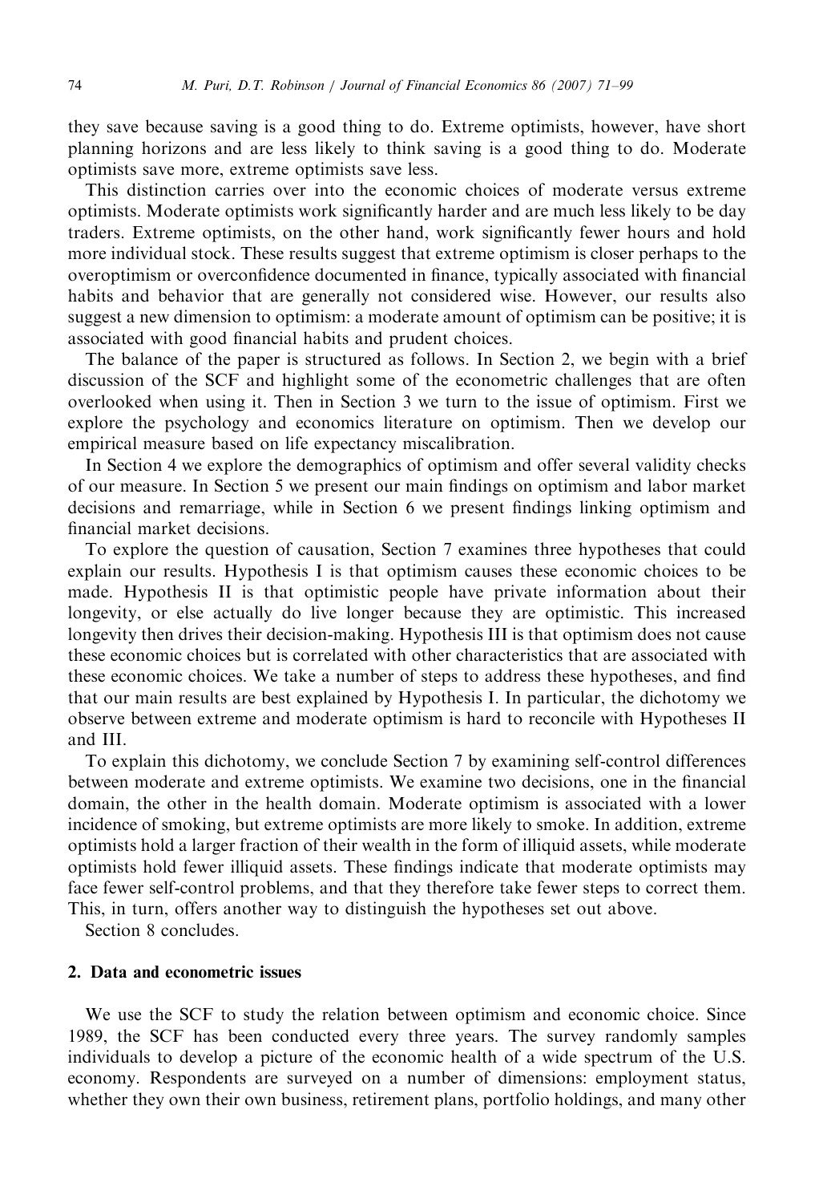they save because saving is a good thing to do. Extreme optimists, however, have short planning horizons and are less likely to think saving is a good thing to do. Moderate optimists save more, extreme optimists save less.

This distinction carries over into the economic choices of moderate versus extreme optimists. Moderate optimists work significantly harder and are much less likely to be day traders. Extreme optimists, on the other hand, work significantly fewer hours and hold more individual stock. These results suggest that extreme optimism is closer perhaps to the overoptimism or overconfidence documented in finance, typically associated with financial habits and behavior that are generally not considered wise. However, our results also suggest a new dimension to optimism: a moderate amount of optimism can be positive; it is associated with good financial habits and prudent choices.

The balance of the paper is structured as follows. In Section 2, we begin with a brief discussion of the SCF and highlight some of the econometric challenges that are often overlooked when using it. Then in Section 3 we turn to the issue of optimism. First we explore the psychology and economics literature on optimism. Then we develop our empirical measure based on life expectancy miscalibration.

In Section 4 we explore the demographics of optimism and offer several validity checks of our measure. In Section 5 we present our main findings on optimism and labor market decisions and remarriage, while in Section 6 we present findings linking optimism and financial market decisions.

To explore the question of causation, Section 7 examines three hypotheses that could explain our results. Hypothesis I is that optimism causes these economic choices to be made. Hypothesis II is that optimistic people have private information about their longevity, or else actually do live longer because they are optimistic. This increased longevity then drives their decision-making. Hypothesis III is that optimism does not cause these economic choices but is correlated with other characteristics that are associated with these economic choices. We take a number of steps to address these hypotheses, and find that our main results are best explained by Hypothesis I. In particular, the dichotomy we observe between extreme and moderate optimism is hard to reconcile with Hypotheses II and III.

To explain this dichotomy, we conclude Section 7 by examining self-control differences between moderate and extreme optimists. We examine two decisions, one in the financial domain, the other in the health domain. Moderate optimism is associated with a lower incidence of smoking, but extreme optimists are more likely to smoke. In addition, extreme optimists hold a larger fraction of their wealth in the form of illiquid assets, while moderate optimists hold fewer illiquid assets. These findings indicate that moderate optimists may face fewer self-control problems, and that they therefore take fewer steps to correct them. This, in turn, offers another way to distinguish the hypotheses set out above.

Section 8 concludes.

## 2. Data and econometric issues

We use the SCF to study the relation between optimism and economic choice. Since 1989, the SCF has been conducted every three years. The survey randomly samples individuals to develop a picture of the economic health of a wide spectrum of the U.S. economy. Respondents are surveyed on a number of dimensions: employment status, whether they own their own business, retirement plans, portfolio holdings, and many other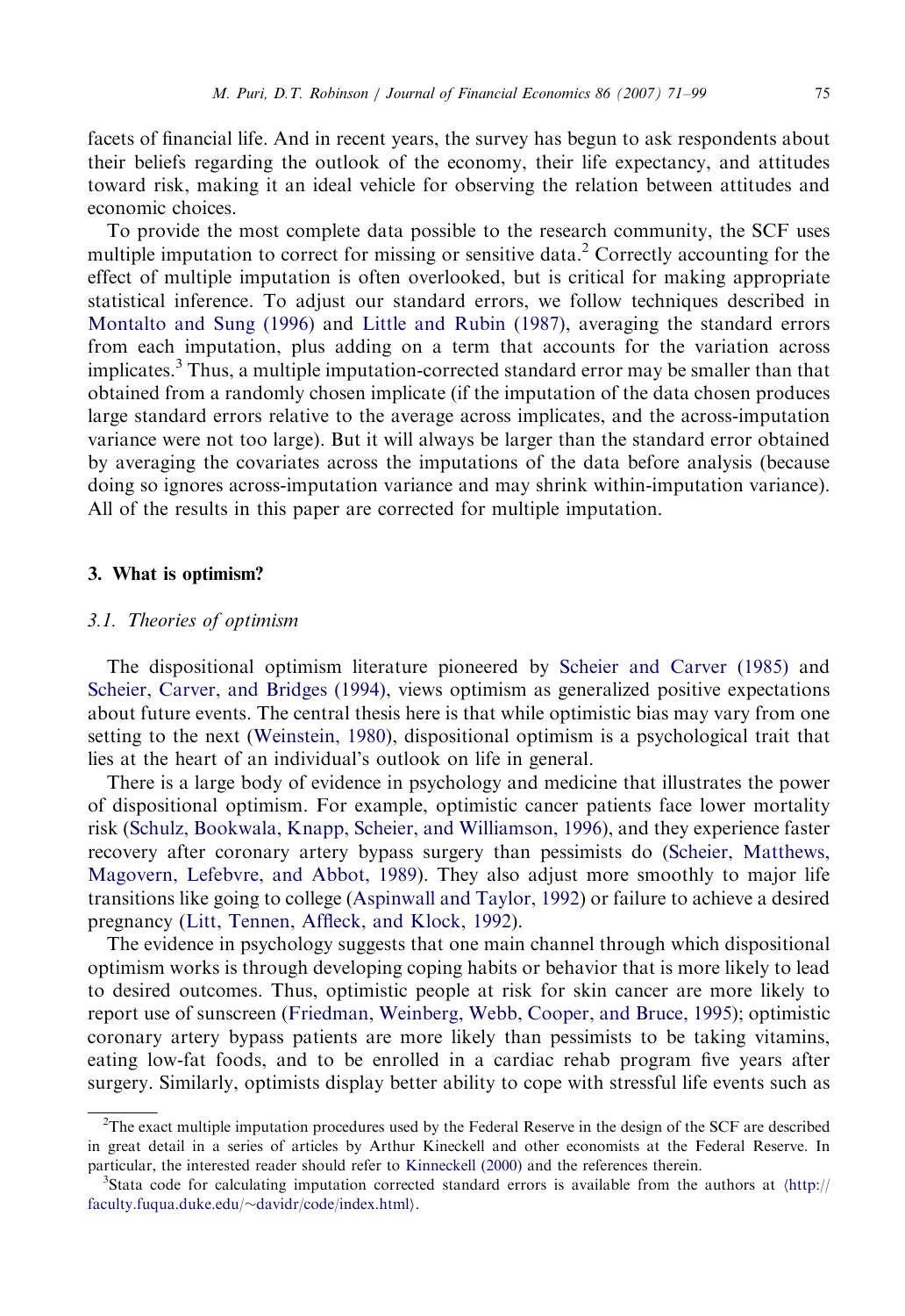facets of financial life. And in recent years, the survey has begun to ask respondents about their beliefs regarding the outlook of the economy, their life expectancy, and attitudes toward risk, making it an ideal vehicle for observing the relation between attitudes and economic choices.

To provide the most complete data possible to the research community, the SCF uses multiple imputation to correct for missing or sensitive data.[2] Correctly accounting for the effect of multiple imputation is often overlooked, but is critical for making appropriate statistical inference. To adjust our standard errors, we follow techniques described in Montalto and Sung (1996) and Little and Rubin (1987), averaging the standard errors from each imputation, plus adding on a term that accounts for the variation across implicates.[3] Thus, a multiple imputation-corrected standard error may be smaller than that obtained from a randomly chosen implicate (if the imputation of the data chosen produces large standard errors relative to the average across implicates, and the across-imputation variance were not too large). But it will always be larger than the standard error obtained by averaging the covariates across the imputations of the data before analysis (because doing so ignores across-imputation variance and may shrink within-imputation variance). All of the results in this paper are corrected for multiple imputation.

## 3. What is optimism?

### 3.1. *Theories of optimism*

The dispositional optimism literature pioneered by Scheier and Carver (1985) and Scheier, Carver, and Bridges (1994), views optimism as generalized positive expectations about future events. The central thesis here is that while optimistic bias may vary from one setting to the next (Weinstein, 1980), dispositional optimism is a psychological trait that lies at the heart of an individual's outlook on life in general.

There is a large body of evidence in psychology and medicine that illustrates the power of dispositional optimism. For example, optimistic cancer patients face lower mortality risk (Schulz, Bookwala, Knapp, Scheier, and Williamson, 1996), and they experience faster recovery after coronary artery bypass surgery than pessimists do (Scheier, Matthews, Magovern, Lefebvre, and Abbot, 1989). They also adjust more smoothly to major life transitions like going to college (Aspinwall and Taylor, 1992) or failure to achieve a desired pregnancy (Litt, Tennen, Affleck, and Klock, 1992).

The evidence in psychology suggests that one main channel through which dispositional optimism works is through developing coping habits or behavior that is more likely to lead to desired outcomes. Thus, optimistic people at risk for skin cancer are more likely to report use of sunscreen (Friedman, Weinberg, Webb, Cooper, and Bruce, 1995); optimistic coronary artery bypass patients are more likely than pessimists to be taking vitamins, eating low-fat foods, and to be enrolled in a cardiac rehab program five years after surgery. Similarly, optimists display better ability to cope with stressful life events such as

---

[2] The exact multiple imputation procedures used by the Federal Reserve in the design of the SCF are described in great detail in a series of articles by Arthur Kineckell and other economists at the Federal Reserve. In particular, the interested reader should refer to Kinneckell (2000) and the references therein.

[3] Stata code for calculating imputation corrected standard errors is available from the authors at ⟨http://faculty.fuqua.duke.edu/~davidr/code/index.html⟩.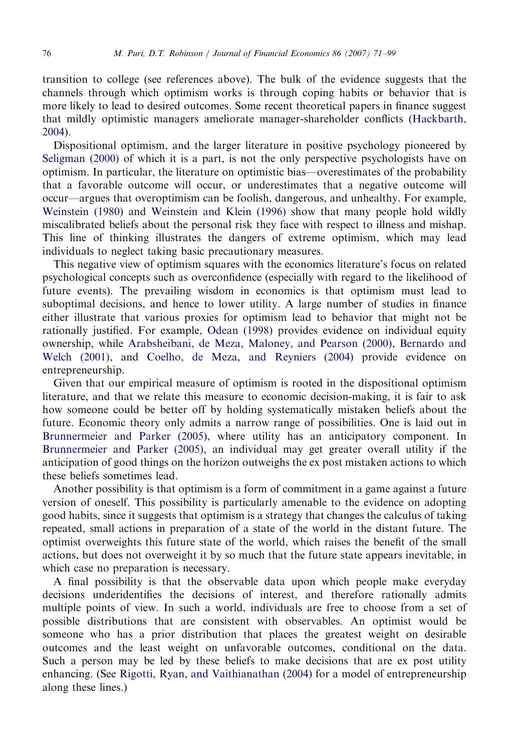transition to college (see references above). The bulk of the evidence suggests that the channels through which optimism works is through coping habits or behavior that is more likely to lead to desired outcomes. Some recent theoretical papers in finance suggest that mildly optimistic managers ameliorate manager-shareholder conflicts (Hackbarth, 2004).

Dispositional optimism, and the larger literature in positive psychology pioneered by Seligman (2000) of which it is a part, is not the only perspective psychologists have on optimism. In particular, the literature on optimistic bias—overestimates of the probability that a favorable outcome will occur, or underestimates that a negative outcome will occur—argues that overoptimism can be foolish, dangerous, and unhealthy. For example, Weinstein (1980) and Weinstein and Klein (1996) show that many people hold wildly miscalibrated beliefs about the personal risk they face with respect to illness and mishap. This line of thinking illustrates the dangers of extreme optimism, which may lead individuals to neglect taking basic precautionary measures.

This negative view of optimism squares with the economics literature's focus on related psychological concepts such as overconfidence (especially with regard to the likelihood of future events). The prevailing wisdom in economics is that optimism must lead to suboptimal decisions, and hence to lower utility. A large number of studies in finance either illustrate that various proxies for optimism lead to behavior that might not be rationally justified. For example, Odean (1998) provides evidence on individual equity ownership, while Arabsheibani, de Meza, Maloney, and Pearson (2000), Bernardo and Welch (2001), and Coelho, de Meza, and Reyniers (2004) provide evidence on entrepreneurship.

Given that our empirical measure of optimism is rooted in the dispositional optimism literature, and that we relate this measure to economic decision-making, it is fair to ask how someone could be better off by holding systematically mistaken beliefs about the future. Economic theory only admits a narrow range of possibilities. One is laid out in Brunnermeier and Parker (2005), where utility has an anticipatory component. In Brunnermeier and Parker (2005), an individual may get greater overall utility if the anticipation of good things on the horizon outweighs the ex post mistaken actions to which these beliefs sometimes lead.

Another possibility is that optimism is a form of commitment in a game against a future version of oneself. This possibility is particularly amenable to the evidence on adopting good habits, since it suggests that optimism is a strategy that changes the calculus of taking repeated, small actions in preparation of a state of the world in the distant future. The optimist overweights this future state of the world, which raises the benefit of the small actions, but does not overweight it by so much that the future state appears inevitable, in which case no preparation is necessary.

A final possibility is that the observable data upon which people make everyday decisions underidentifies the decisions of interest, and therefore rationally admits multiple points of view. In such a world, individuals are free to choose from a set of possible distributions that are consistent with observables. An optimist would be someone who has a prior distribution that places the greatest weight on desirable outcomes and the least weight on unfavorable outcomes, conditional on the data. Such a person may be led by these beliefs to make decisions that are ex post utility enhancing. (See Rigotti, Ryan, and Vaithianathan (2004) for a model of entrepreneurship along these lines.)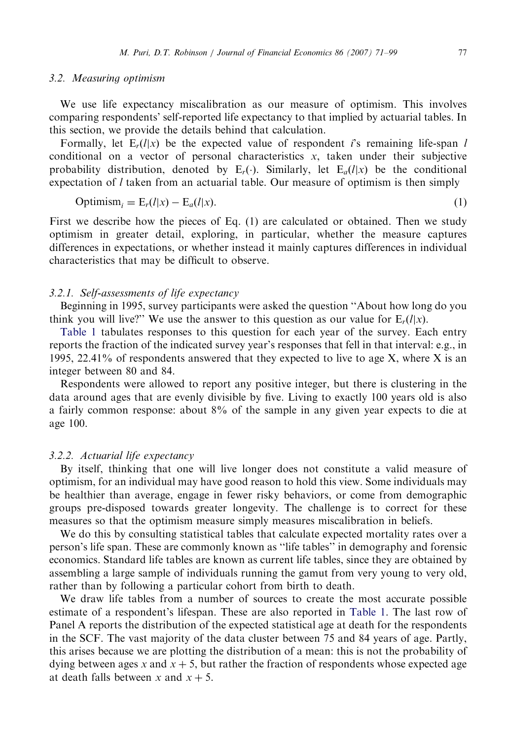### 3.2. Measuring optimism

We use life expectancy miscalibration as our measure of optimism. This involves comparing respondents' self-reported life expectancy to that implied by actuarial tables. In this section, we provide the details behind that calculation.

Formally, let $\mathrm{E}_r(l|x)$ be the expected value of respondent $i$'s remaining life-span $l$ conditional on a vector of personal characteristics $x$, taken under their subjective probability distribution, denoted by $\mathrm{E}_r(\cdot)$. Similarly, let $\mathrm{E}_a(l|x)$ be the conditional expectation of $l$ taken from an actuarial table. Our measure of optimism is then simply

$$\text{Optimism}_i = \mathrm{E}_r(l|x) - \mathrm{E}_a(l|x). \tag{1}$$

First we describe how the pieces of Eq. (1) are calculated or obtained. Then we study optimism in greater detail, exploring, in particular, whether the measure captures differences in expectations, or whether instead it mainly captures differences in individual characteristics that may be difficult to observe.

#### 3.2.1. Self-assessments of life expectancy

Beginning in 1995, survey participants were asked the question "About how long do you think you will live?" We use the answer to this question as our value for $\mathrm{E}_r(l|x)$.

Table 1 tabulates responses to this question for each year of the survey. Each entry reports the fraction of the indicated survey year's responses that fell in that interval: e.g., in 1995, 22.41% of respondents answered that they expected to live to age X, where X is an integer between 80 and 84.

Respondents were allowed to report any positive integer, but there is clustering in the data around ages that are evenly divisible by five. Living to exactly 100 years old is also a fairly common response: about 8% of the sample in any given year expects to die at age 100.

#### 3.2.2. Actuarial life expectancy

By itself, thinking that one will live longer does not constitute a valid measure of optimism, for an individual may have good reason to hold this view. Some individuals may be healthier than average, engage in fewer risky behaviors, or come from demographic groups pre-disposed towards greater longevity. The challenge is to correct for these measures so that the optimism measure simply measures miscalibration in beliefs.

We do this by consulting statistical tables that calculate expected mortality rates over a person's life span. These are commonly known as "life tables" in demography and forensic economics. Standard life tables are known as current life tables, since they are obtained by assembling a large sample of individuals running the gamut from very young to very old, rather than by following a particular cohort from birth to death.

We draw life tables from a number of sources to create the most accurate possible estimate of a respondent's lifespan. These are also reported in Table 1. The last row of Panel A reports the distribution of the expected statistical age at death for the respondents in the SCF. The vast majority of the data cluster between 75 and 84 years of age. Partly, this arises because we are plotting the distribution of a mean: this is not the probability of dying between ages $x$ and $x+5$, but rather the fraction of respondents whose expected age at death falls between $x$ and $x+5$.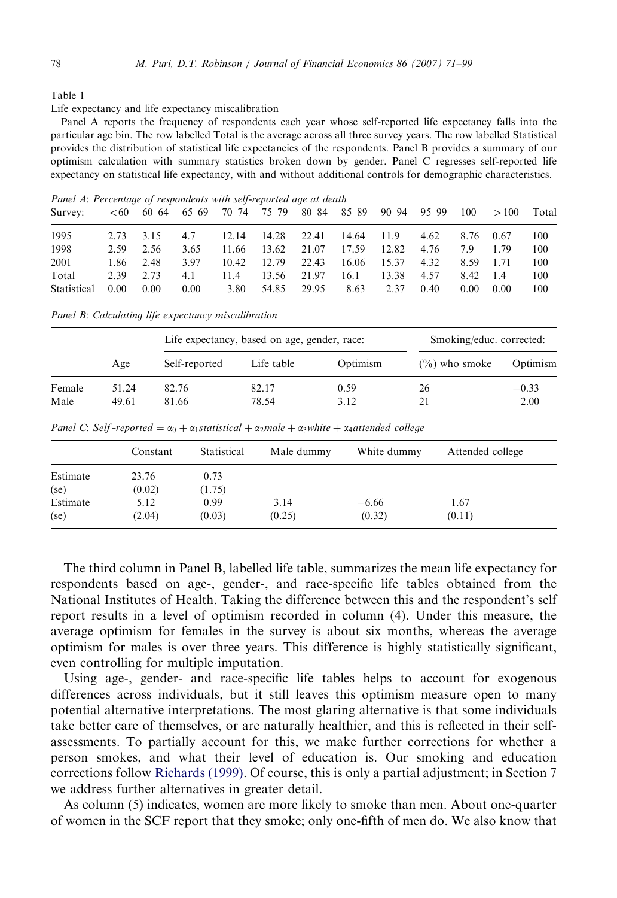Table 1

Life expectancy and life expectancy miscalibration

Panel A reports the frequency of respondents each year whose self-reported life expectancy falls into the particular age bin. The row labelled Total is the average across all three survey years. The row labelled Statistical provides the distribution of statistical life expectancies of the respondents. Panel B provides a summary of our optimism calculation with summary statistics broken down by gender. Panel C regresses self-reported life expectancy on statistical life expectancy, with and without additional controls for demographic characteristics.

*Panel A: Percentage of respondents with self-reported age at death*

| Survey: | <60 | 60–64 | 65–69 | 70–74 | 75–79 | 80–84 | 85–89 | 90–94 | 95–99 | 100 | >100 | Total |
|---|---|---|---|---|---|---|---|---|---|---|---|---|
| 1995 | 2.73 | 3.15 | 4.7 | 12.14 | 14.28 | 22.41 | 14.64 | 11.9 | 4.62 | 8.76 | 0.67 | 100 |
| 1998 | 2.59 | 2.56 | 3.65 | 11.66 | 13.62 | 21.07 | 17.59 | 12.82 | 4.76 | 7.9 | 1.79 | 100 |
| 2001 | 1.86 | 2.48 | 3.97 | 10.42 | 12.79 | 22.43 | 16.06 | 15.37 | 4.32 | 8.59 | 1.71 | 100 |
| Total | 2.39 | 2.73 | 4.1 | 11.4 | 13.56 | 21.97 | 16.1 | 13.38 | 4.57 | 8.42 | 1.4 | 100 |
| Statistical | 0.00 | 0.00 | 0.00 | 3.80 | 54.85 | 29.95 | 8.63 | 2.37 | 0.40 | 0.00 | 0.00 | 100 |

*Panel B: Calculating life expectancy miscalibration*

| | | Life expectancy, based on age, gender, race: | | | Smoking/educ. corrected: | |
|---|---|---|---|---|---|---|
| | Age | Self-reported | Life table | Optimism | (%) who smoke | Optimism |
| Female | 51.24 | 82.76 | 82.17 | 0.59 | 26 | −0.33 |
| Male | 49.61 | 81.66 | 78.54 | 3.12 | 21 | 2.00 |

*Panel C*: $Self\text{-}reported = \alpha_0 + \alpha_1 statistical + \alpha_2 male + \alpha_3 white + \alpha_4 attended\ college$

| | Constant | Statistical | Male dummy | White dummy | Attended college |
|---|---|---|---|---|---|
| Estimate | 23.76 | 0.73 | | | |
| (se) | (0.02) | (1.75) | | | |
| Estimate | 5.12 | 0.99 | 3.14 | −6.66 | 1.67 |
| (se) | (2.04) | (0.03) | (0.25) | (0.32) | (0.11) |

The third column in Panel B, labelled life table, summarizes the mean life expectancy for respondents based on age-, gender-, and race-specific life tables obtained from the National Institutes of Health. Taking the difference between this and the respondent's self report results in a level of optimism recorded in column (4). Under this measure, the average optimism for females in the survey is about six months, whereas the average optimism for males is over three years. This difference is highly statistically significant, even controlling for multiple imputation.

Using age-, gender- and race-specific life tables helps to account for exogenous differences across individuals, but it still leaves this optimism measure open to many potential alternative interpretations. The most glaring alternative is that some individuals take better care of themselves, or are naturally healthier, and this is reflected in their self-assessments. To partially account for this, we make further corrections for whether a person smokes, and what their level of education is. Our smoking and education corrections follow Richards (1999). Of course, this is only a partial adjustment; in Section 7 we address further alternatives in greater detail.

As column (5) indicates, women are more likely to smoke than men. About one-quarter of women in the SCF report that they smoke; only one-fifth of men do. We also know that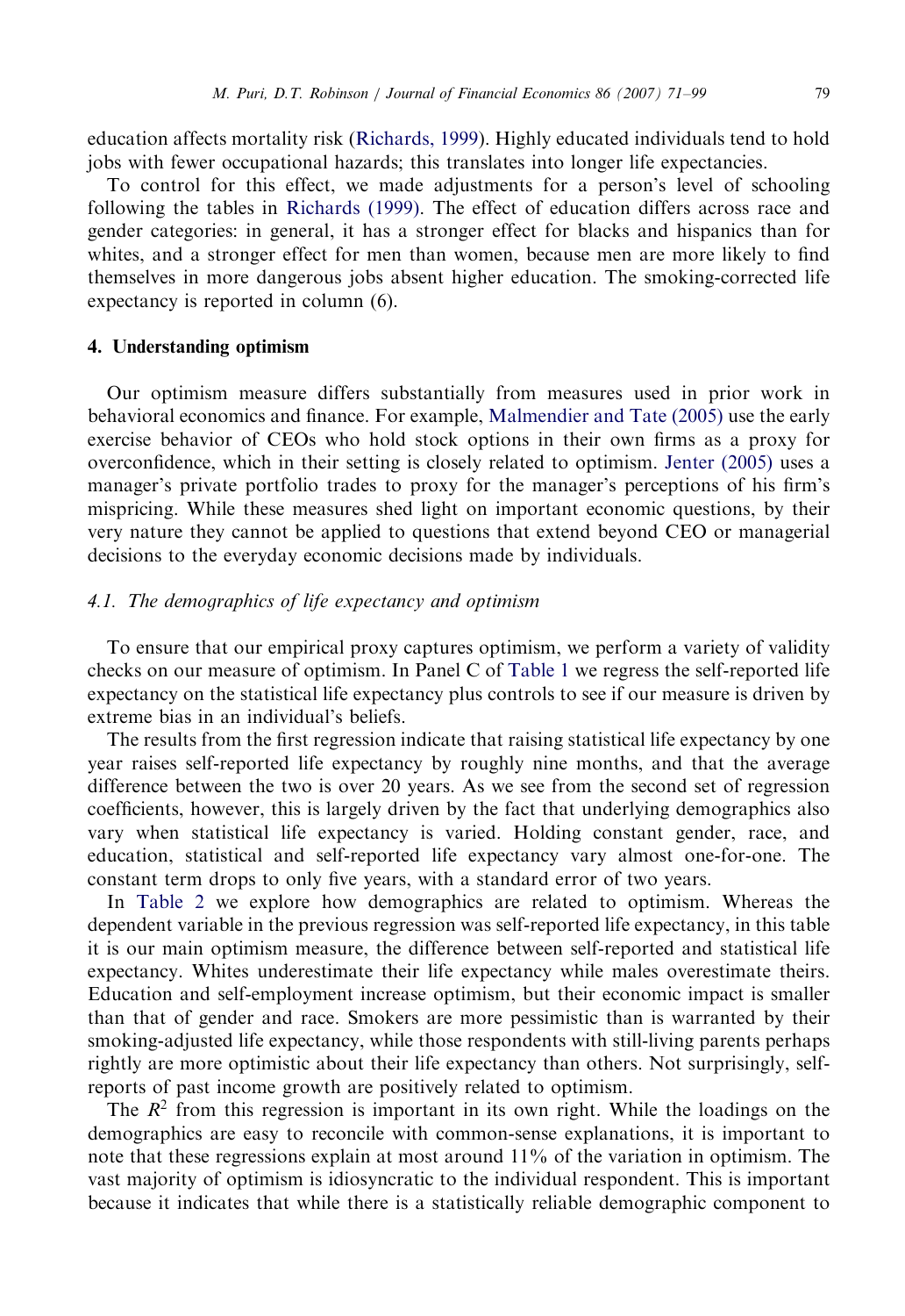education affects mortality risk (Richards, 1999). Highly educated individuals tend to hold jobs with fewer occupational hazards; this translates into longer life expectancies.

To control for this effect, we made adjustments for a person's level of schooling following the tables in Richards (1999). The effect of education differs across race and gender categories: in general, it has a stronger effect for blacks and hispanics than for whites, and a stronger effect for men than women, because men are more likely to find themselves in more dangerous jobs absent higher education. The smoking-corrected life expectancy is reported in column (6).

## 4. Understanding optimism

Our optimism measure differs substantially from measures used in prior work in behavioral economics and finance. For example, Malmendier and Tate (2005) use the early exercise behavior of CEOs who hold stock options in their own firms as a proxy for overconfidence, which in their setting is closely related to optimism. Jenter (2005) uses a manager's private portfolio trades to proxy for the manager's perceptions of his firm's mispricing. While these measures shed light on important economic questions, by their very nature they cannot be applied to questions that extend beyond CEO or managerial decisions to the everyday economic decisions made by individuals.

### *4.1. The demographics of life expectancy and optimism*

To ensure that our empirical proxy captures optimism, we perform a variety of validity checks on our measure of optimism. In Panel C of Table 1 we regress the self-reported life expectancy on the statistical life expectancy plus controls to see if our measure is driven by extreme bias in an individual's beliefs.

The results from the first regression indicate that raising statistical life expectancy by one year raises self-reported life expectancy by roughly nine months, and that the average difference between the two is over 20 years. As we see from the second set of regression coefficients, however, this is largely driven by the fact that underlying demographics also vary when statistical life expectancy is varied. Holding constant gender, race, and education, statistical and self-reported life expectancy vary almost one-for-one. The constant term drops to only five years, with a standard error of two years.

In Table 2 we explore how demographics are related to optimism. Whereas the dependent variable in the previous regression was self-reported life expectancy, in this table it is our main optimism measure, the difference between self-reported and statistical life expectancy. Whites underestimate their life expectancy while males overestimate theirs. Education and self-employment increase optimism, but their economic impact is smaller than that of gender and race. Smokers are more pessimistic than is warranted by their smoking-adjusted life expectancy, while those respondents with still-living parents perhaps rightly are more optimistic about their life expectancy than others. Not surprisingly, self-reports of past income growth are positively related to optimism.

The $R^2$ from this regression is important in its own right. While the loadings on the demographics are easy to reconcile with common-sense explanations, it is important to note that these regressions explain at most around 11% of the variation in optimism. The vast majority of optimism is idiosyncratic to the individual respondent. This is important because it indicates that while there is a statistically reliable demographic component to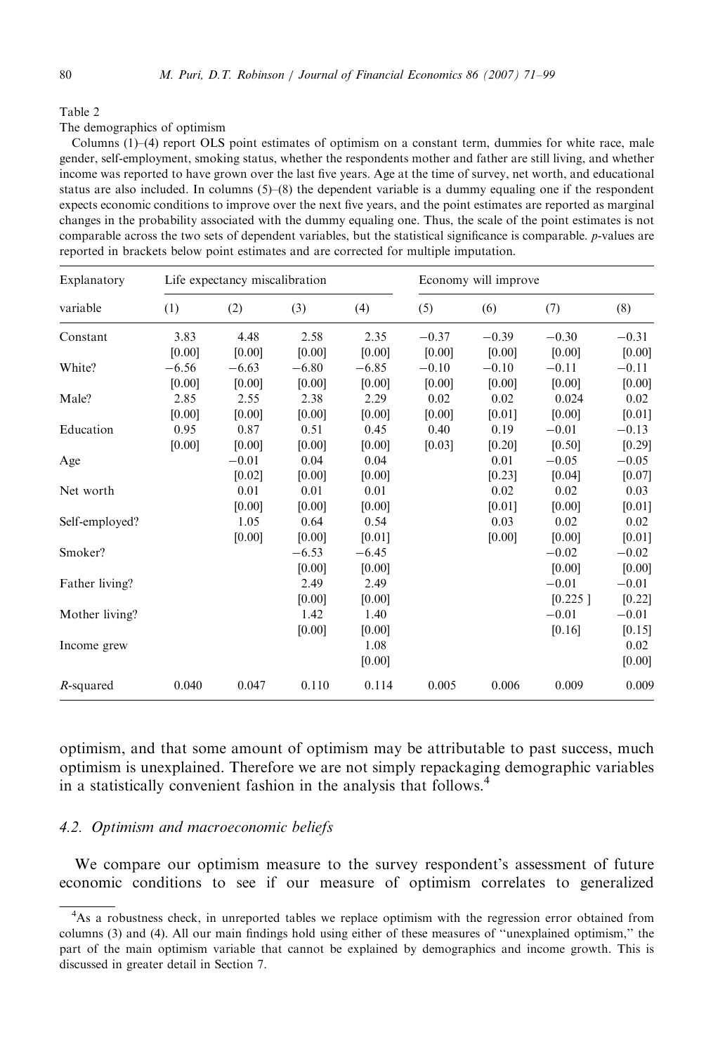Table 2

The demographics of optimism

Columns (1)–(4) report OLS point estimates of optimism on a constant term, dummies for white race, male gender, self-employment, smoking status, whether the respondents mother and father are still living, and whether income was reported to have grown over the last five years. Age at the time of survey, net worth, and educational status are also included. In columns (5)–(8) the dependent variable is a dummy equaling one if the respondent expects economic conditions to improve over the next five years, and the point estimates are reported as marginal changes in the probability associated with the dummy equaling one. Thus, the scale of the point estimates is not comparable across the two sets of dependent variables, but the statistical significance is comparable. *p*-values are reported in brackets below point estimates and are corrected for multiple imputation.

| Explanatory | Life expectancy miscalibration | | | | Economy will improve | | | |
|---|---|---|---|---|---|---|---|---|
| variable | (1) | (2) | (3) | (4) | (5) | (6) | (7) | (8) |
| Constant | 3.83 | 4.48 | 2.58 | 2.35 | −0.37 | −0.39 | −0.30 | −0.31 |
| | [0.00] | [0.00] | [0.00] | [0.00] | [0.00] | [0.00] | [0.00] | [0.00] |
| White? | −6.56 | −6.63 | −6.80 | −6.85 | −0.10 | −0.10 | −0.11 | −0.11 |
| | [0.00] | [0.00] | [0.00] | [0.00] | [0.00] | [0.00] | [0.00] | [0.00] |
| Male? | 2.85 | 2.55 | 2.38 | 2.29 | 0.02 | 0.02 | 0.024 | 0.02 |
| | [0.00] | [0.00] | [0.00] | [0.00] | [0.00] | [0.01] | [0.00] | [0.01] |
| Education | 0.95 | 0.87 | 0.51 | 0.45 | 0.40 | 0.19 | −0.01 | −0.13 |
| | [0.00] | [0.00] | [0.00] | [0.00] | [0.03] | [0.20] | [0.50] | [0.29] |
| Age | | −0.01 | 0.04 | 0.04 | | 0.01 | −0.05 | −0.05 |
| | | [0.02] | [0.00] | [0.00] | | [0.23] | [0.04] | [0.07] |
| Net worth | | 0.01 | 0.01 | 0.01 | | 0.02 | 0.02 | 0.03 |
| | | [0.00] | [0.00] | [0.00] | | [0.01] | [0.00] | [0.01] |
| Self-employed? | | 1.05 | 0.64 | 0.54 | | 0.03 | 0.02 | 0.02 |
| | | [0.00] | [0.00] | [0.01] | | [0.00] | [0.00] | [0.01] |
| Smoker? | | | −6.53 | −6.45 | | | −0.02 | −0.02 |
| | | | [0.00] | [0.00] | | | [0.00] | [0.00] |
| Father living? | | | 2.49 | 2.49 | | | −0.01 | −0.01 |
| | | | [0.00] | [0.00] | | | [0.225 ] | [0.22] |
| Mother living? | | | 1.42 | 1.40 | | | −0.01 | −0.01 |
| | | | [0.00] | [0.00] | | | [0.16] | [0.15] |
| Income grew | | | | 1.08 | | | | 0.02 |
| | | | | [0.00] | | | | [0.00] |
| *R*-squared | 0.040 | 0.047 | 0.110 | 0.114 | 0.005 | 0.006 | 0.009 | 0.009 |

optimism, and that some amount of optimism may be attributable to past success, much optimism is unexplained. Therefore we are not simply repackaging demographic variables in a statistically convenient fashion in the analysis that follows.[4]

### *4.2. Optimism and macroeconomic beliefs*

We compare our optimism measure to the survey respondent's assessment of future economic conditions to see if our measure of optimism correlates to generalized

[4] As a robustness check, in unreported tables we replace optimism with the regression error obtained from columns (3) and (4). All our main findings hold using either of these measures of "unexplained optimism," the part of the main optimism variable that cannot be explained by demographics and income growth. This is discussed in greater detail in Section 7.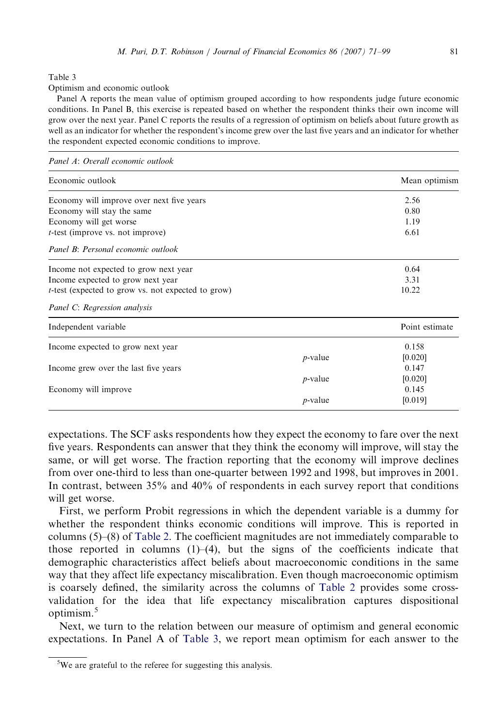Table 3

Optimism and economic outlook

Panel A reports the mean value of optimism grouped according to how respondents judge future economic conditions. In Panel B, this exercise is repeated based on whether the respondent thinks their own income will grow over the next year. Panel C reports the results of a regression of optimism on beliefs about future growth as well as an indicator for whether the respondent's income grew over the last five years and an indicator for whether the respondent expected economic conditions to improve.

*Panel A: Overall economic outlook*

| Economic outlook | | Mean optimism |
|---|---|---|
| Economy will improve over next five years | | 2.56 |
| Economy will stay the same | | 0.80 |
| Economy will get worse | | 1.19 |
| *t*-test (improve vs. not improve) | | 6.61 |

*Panel B: Personal economic outlook*

| | | |
|---|---|---|
| Income not expected to grow next year | | 0.64 |
| Income expected to grow next year | | 3.31 |
| *t*-test (expected to grow vs. not expected to grow) | | 10.22 |

*Panel C: Regression analysis*

| Independent variable | | Point estimate |
|---|---|---|
| Income expected to grow next year | | 0.158 |
| | *p*-value | [0.020] |
| Income grew over the last five years | | 0.147 |
| | *p*-value | [0.020] |
| Economy will improve | | 0.145 |
| | *p*-value | [0.019] |

expectations. The SCF asks respondents how they expect the economy to fare over the next five years. Respondents can answer that they think the economy will improve, will stay the same, or will get worse. The fraction reporting that the economy will improve declines from over one-third to less than one-quarter between 1992 and 1998, but improves in 2001. In contrast, between 35% and 40% of respondents in each survey report that conditions will get worse.

First, we perform Probit regressions in which the dependent variable is a dummy for whether the respondent thinks economic conditions will improve. This is reported in columns (5)–(8) of Table 2. The coefficient magnitudes are not immediately comparable to those reported in columns (1)–(4), but the signs of the coefficients indicate that demographic characteristics affect beliefs about macroeconomic conditions in the same way that they affect life expectancy miscalibration. Even though macroeconomic optimism is coarsely defined, the similarity across the columns of Table 2 provides some cross-validation for the idea that life expectancy miscalibration captures dispositional optimism.[5]

Next, we turn to the relation between our measure of optimism and general economic expectations. In Panel A of Table 3, we report mean optimism for each answer to the

[5] We are grateful to the referee for suggesting this analysis.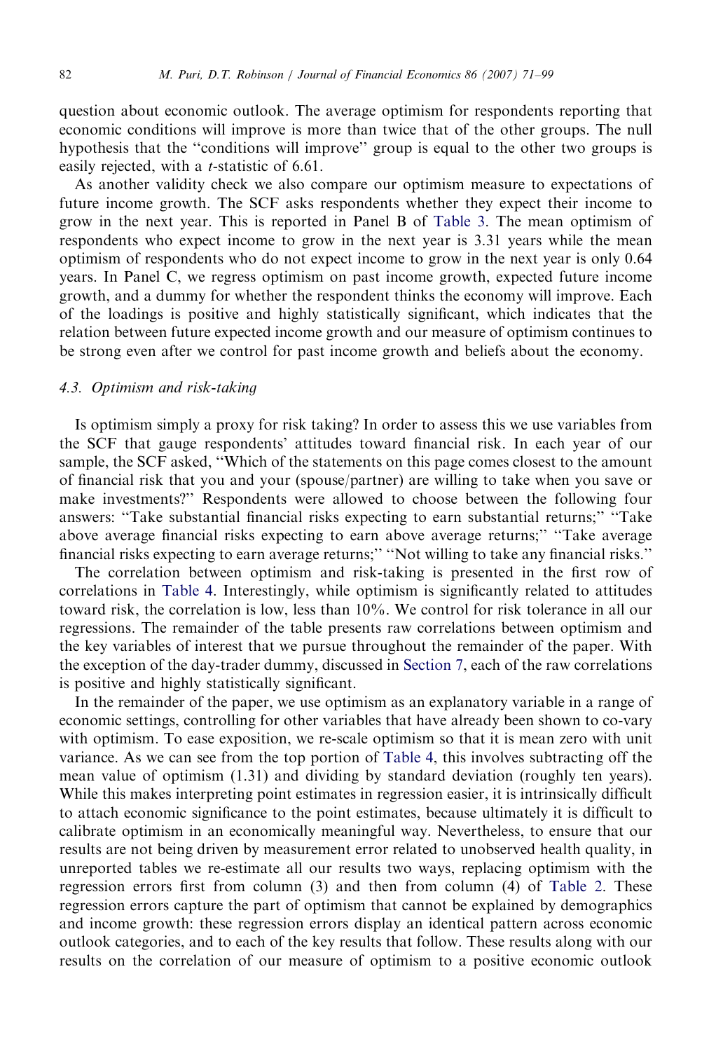question about economic outlook. The average optimism for respondents reporting that economic conditions will improve is more than twice that of the other groups. The null hypothesis that the "conditions will improve" group is equal to the other two groups is easily rejected, with a $t$-statistic of 6.61.

As another validity check we also compare our optimism measure to expectations of future income growth. The SCF asks respondents whether they expect their income to grow in the next year. This is reported in Panel B of Table 3. The mean optimism of respondents who expect income to grow in the next year is 3.31 years while the mean optimism of respondents who do not expect income to grow in the next year is only 0.64 years. In Panel C, we regress optimism on past income growth, expected future income growth, and a dummy for whether the respondent thinks the economy will improve. Each of the loadings is positive and highly statistically significant, which indicates that the relation between future expected income growth and our measure of optimism continues to be strong even after we control for past income growth and beliefs about the economy.

### *4.3. Optimism and risk-taking*

Is optimism simply a proxy for risk taking? In order to assess this we use variables from the SCF that gauge respondents' attitudes toward financial risk. In each year of our sample, the SCF asked, "Which of the statements on this page comes closest to the amount of financial risk that you and your (spouse/partner) are willing to take when you save or make investments?" Respondents were allowed to choose between the following four answers: "Take substantial financial risks expecting to earn substantial returns;" "Take above average financial risks expecting to earn above average returns;" "Take average financial risks expecting to earn average returns;" "Not willing to take any financial risks."

The correlation between optimism and risk-taking is presented in the first row of correlations in Table 4. Interestingly, while optimism is significantly related to attitudes toward risk, the correlation is low, less than 10%. We control for risk tolerance in all our regressions. The remainder of the table presents raw correlations between optimism and the key variables of interest that we pursue throughout the remainder of the paper. With the exception of the day-trader dummy, discussed in Section 7, each of the raw correlations is positive and highly statistically significant.

In the remainder of the paper, we use optimism as an explanatory variable in a range of economic settings, controlling for other variables that have already been shown to co-vary with optimism. To ease exposition, we re-scale optimism so that it is mean zero with unit variance. As we can see from the top portion of Table 4, this involves subtracting off the mean value of optimism (1.31) and dividing by standard deviation (roughly ten years). While this makes interpreting point estimates in regression easier, it is intrinsically difficult to attach economic significance to the point estimates, because ultimately it is difficult to calibrate optimism in an economically meaningful way. Nevertheless, to ensure that our results are not being driven by measurement error related to unobserved health quality, in unreported tables we re-estimate all our results two ways, replacing optimism with the regression errors first from column (3) and then from column (4) of Table 2. These regression errors capture the part of optimism that cannot be explained by demographics and income growth: these regression errors display an identical pattern across economic outlook categories, and to each of the key results that follow. These results along with our results on the correlation of our measure of optimism to a positive economic outlook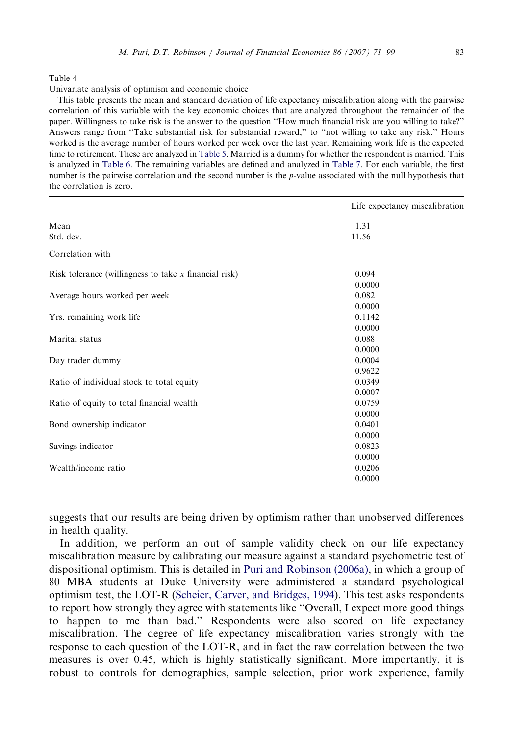Table 4

Univariate analysis of optimism and economic choice

This table presents the mean and standard deviation of life expectancy miscalibration along with the pairwise correlation of this variable with the key economic choices that are analyzed throughout the remainder of the paper. Willingness to take risk is the answer to the question "How much financial risk are you willing to take?" Answers range from "Take substantial risk for substantial reward," to "not willing to take any risk." Hours worked is the average number of hours worked per week over the last year. Remaining work life is the expected time to retirement. These are analyzed in Table 5. Married is a dummy for whether the respondent is married. This is analyzed in Table 6. The remaining variables are defined and analyzed in Table 7. For each variable, the first number is the pairwise correlation and the second number is the $p$-value associated with the null hypothesis that the correlation is zero.

| | Life expectancy miscalibration |
|---|---|
| Mean | 1.31 |
| Std. dev. | 11.56 |
| Correlation with | |
| Risk tolerance (willingness to take $x$ financial risk) | 0.094 |
| | 0.0000 |
| Average hours worked per week | 0.082 |
| | 0.0000 |
| Yrs. remaining work life | 0.1142 |
| | 0.0000 |
| Marital status | 0.088 |
| | 0.0000 |
| Day trader dummy | 0.0004 |
| | 0.9622 |
| Ratio of individual stock to total equity | 0.0349 |
| | 0.0007 |
| Ratio of equity to total financial wealth | 0.0759 |
| | 0.0000 |
| Bond ownership indicator | 0.0401 |
| | 0.0000 |
| Savings indicator | 0.0823 |
| | 0.0000 |
| Wealth/income ratio | 0.0206 |
| | 0.0000 |

suggests that our results are being driven by optimism rather than unobserved differences in health quality.

In addition, we perform an out of sample validity check on our life expectancy miscalibration measure by calibrating our measure against a standard psychometric test of dispositional optimism. This is detailed in Puri and Robinson (2006a), in which a group of 80 MBA students at Duke University were administered a standard psychological optimism test, the LOT-R (Scheier, Carver, and Bridges, 1994). This test asks respondents to report how strongly they agree with statements like "Overall, I expect more good things to happen to me than bad." Respondents were also scored on life expectancy miscalibration. The degree of life expectancy miscalibration varies strongly with the response to each question of the LOT-R, and in fact the raw correlation between the two measures is over 0.45, which is highly statistically significant. More importantly, it is robust to controls for demographics, sample selection, prior work experience, family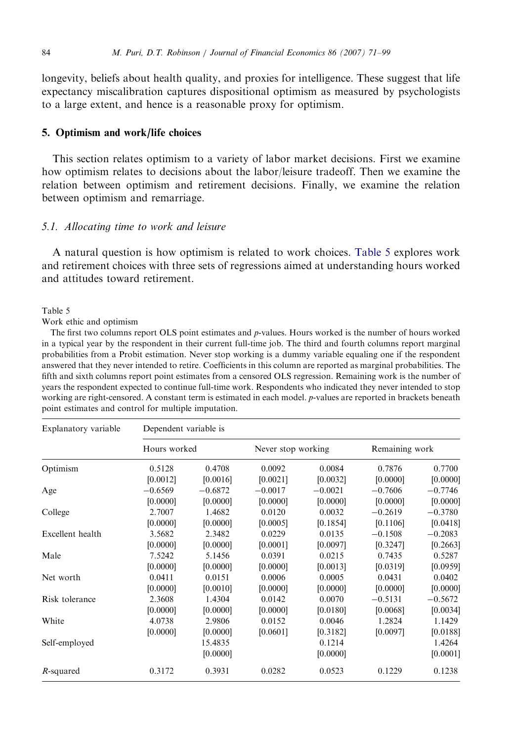longevity, beliefs about health quality, and proxies for intelligence. These suggest that life expectancy miscalibration captures dispositional optimism as measured by psychologists to a large extent, and hence is a reasonable proxy for optimism.

## 5. Optimism and work/life choices

This section relates optimism to a variety of labor market decisions. First we examine how optimism relates to decisions about the labor/leisure tradeoff. Then we examine the relation between optimism and retirement decisions. Finally, we examine the relation between optimism and remarriage.

### 5.1. Allocating time to work and leisure

A natural question is how optimism is related to work choices. Table 5 explores work and retirement choices with three sets of regressions aimed at understanding hours worked and attitudes toward retirement.

Table 5

Work ethic and optimism

The first two columns report OLS point estimates and *p*-values. Hours worked is the number of hours worked in a typical year by the respondent in their current full-time job. The third and fourth columns report marginal probabilities from a Probit estimation. Never stop working is a dummy variable equaling one if the respondent answered that they never intended to retire. Coefficients in this column are reported as marginal probabilities. The fifth and sixth columns report point estimates from a censored OLS regression. Remaining work is the number of years the respondent expected to continue full-time work. Respondents who indicated they never intended to stop working are right-censored. A constant term is estimated in each model. *p*-values are reported in brackets beneath point estimates and control for multiple imputation.

| Explanatory variable | Dependent variable is | | | | | |
|---|---|---|---|---|---|---|
| | Hours worked | | Never stop working | | Remaining work | |
| Optimism | 0.5128 | 0.4708 | 0.0092 | 0.0084 | 0.7876 | 0.7700 |
| | [0.0012] | [0.0016] | [0.0021] | [0.0032] | [0.0000] | [0.0000] |
| Age | −0.6569 | −0.6872 | −0.0017 | −0.0021 | −0.7606 | −0.7746 |
| | [0.0000] | [0.0000] | [0.0000] | [0.0000] | [0.0000] | [0.0000] |
| College | 2.7007 | 1.4682 | 0.0120 | 0.0032 | −0.2619 | −0.3780 |
| | [0.0000] | [0.0000] | [0.0005] | [0.1854] | [0.1106] | [0.0418] |
| Excellent health | 3.5682 | 2.3482 | 0.0229 | 0.0135 | −0.1508 | −0.2083 |
| | [0.0000] | [0.0000] | [0.0001] | [0.0097] | [0.3247] | [0.2663] |
| Male | 7.5242 | 5.1456 | 0.0391 | 0.0215 | 0.7435 | 0.5287 |
| | [0.0000] | [0.0000] | [0.0000] | [0.0013] | [0.0319] | [0.0959] |
| Net worth | 0.0411 | 0.0151 | 0.0006 | 0.0005 | 0.0431 | 0.0402 |
| | [0.0000] | [0.0010] | [0.0000] | [0.0000] | [0.0000] | [0.0000] |
| Risk tolerance | 2.3608 | 1.4304 | 0.0142 | 0.0070 | −0.5131 | −0.5672 |
| | [0.0000] | [0.0000] | [0.0000] | [0.0180] | [0.0068] | [0.0034] |
| White | 4.0738 | 2.9806 | 0.0152 | 0.0046 | 1.2824 | 1.1429 |
| | [0.0000] | [0.0000] | [0.0601] | [0.3182] | [0.0097] | [0.0188] |
| Self-employed | | 15.4835 | | 0.1214 | | 1.4264 |
| | | [0.0000] | | [0.0000] | | [0.0001] |
| *R*-squared | 0.3172 | 0.3931 | 0.0282 | 0.0523 | 0.1229 | 0.1238 |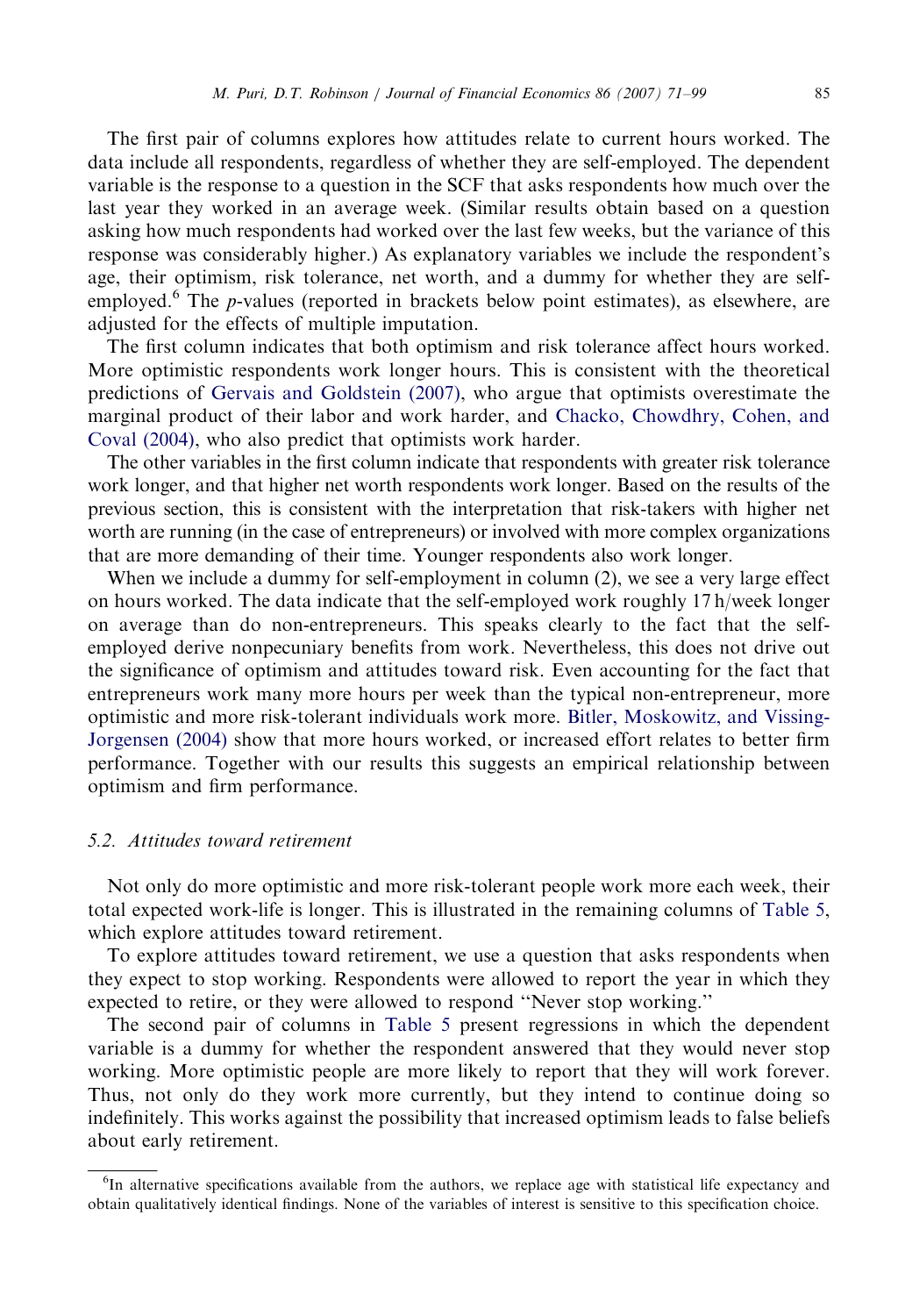The first pair of columns explores how attitudes relate to current hours worked. The data include all respondents, regardless of whether they are self-employed. The dependent variable is the response to a question in the SCF that asks respondents how much over the last year they worked in an average week. (Similar results obtain based on a question asking how much respondents had worked over the last few weeks, but the variance of this response was considerably higher.) As explanatory variables we include the respondent's age, their optimism, risk tolerance, net worth, and a dummy for whether they are self-employed.[6] The *p*-values (reported in brackets below point estimates), as elsewhere, are adjusted for the effects of multiple imputation.

The first column indicates that both optimism and risk tolerance affect hours worked. More optimistic respondents work longer hours. This is consistent with the theoretical predictions of Gervais and Goldstein (2007), who argue that optimists overestimate the marginal product of their labor and work harder, and Chacko, Chowdhry, Cohen, and Coval (2004), who also predict that optimists work harder.

The other variables in the first column indicate that respondents with greater risk tolerance work longer, and that higher net worth respondents work longer. Based on the results of the previous section, this is consistent with the interpretation that risk-takers with higher net worth are running (in the case of entrepreneurs) or involved with more complex organizations that are more demanding of their time. Younger respondents also work longer.

When we include a dummy for self-employment in column (2), we see a very large effect on hours worked. The data indicate that the self-employed work roughly 17 h/week longer on average than do non-entrepreneurs. This speaks clearly to the fact that the self-employed derive nonpecuniary benefits from work. Nevertheless, this does not drive out the significance of optimism and attitudes toward risk. Even accounting for the fact that entrepreneurs work many more hours per week than the typical non-entrepreneur, more optimistic and more risk-tolerant individuals work more. Bitler, Moskowitz, and Vissing-Jorgensen (2004) show that more hours worked, or increased effort relates to better firm performance. Together with our results this suggests an empirical relationship between optimism and firm performance.

### 5.2. Attitudes toward retirement

Not only do more optimistic and more risk-tolerant people work more each week, their total expected work-life is longer. This is illustrated in the remaining columns of Table 5, which explore attitudes toward retirement.

To explore attitudes toward retirement, we use a question that asks respondents when they expect to stop working. Respondents were allowed to report the year in which they expected to retire, or they were allowed to respond ''Never stop working.''

The second pair of columns in Table 5 present regressions in which the dependent variable is a dummy for whether the respondent answered that they would never stop working. More optimistic people are more likely to report that they will work forever. Thus, not only do they work more currently, but they intend to continue doing so indefinitely. This works against the possibility that increased optimism leads to false beliefs about early retirement.

[6] In alternative specifications available from the authors, we replace age with statistical life expectancy and obtain qualitatively identical findings. None of the variables of interest is sensitive to this specification choice.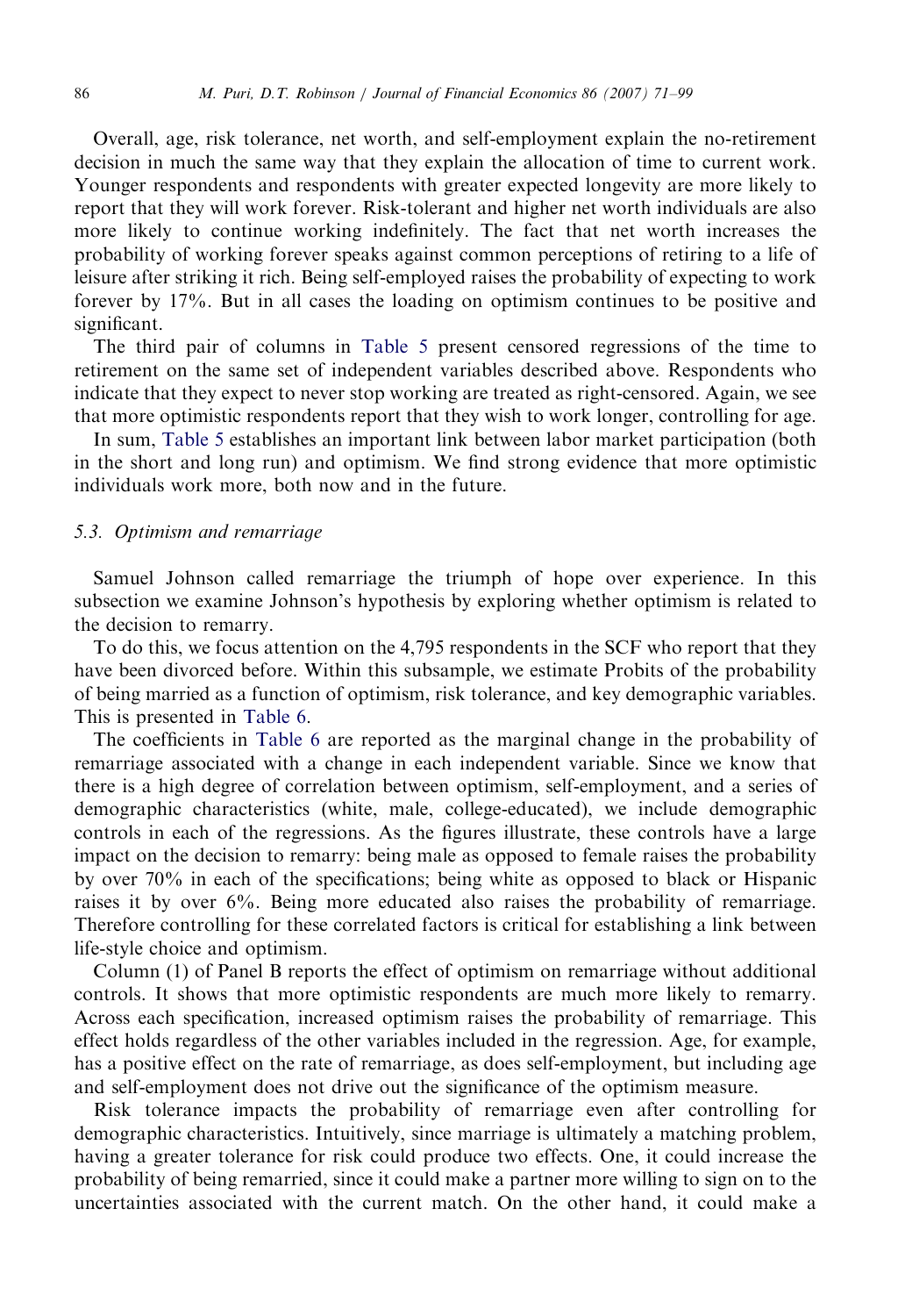Overall, age, risk tolerance, net worth, and self-employment explain the no-retirement decision in much the same way that they explain the allocation of time to current work. Younger respondents and respondents with greater expected longevity are more likely to report that they will work forever. Risk-tolerant and higher net worth individuals are also more likely to continue working indefinitely. The fact that net worth increases the probability of working forever speaks against common perceptions of retiring to a life of leisure after striking it rich. Being self-employed raises the probability of expecting to work forever by 17%. But in all cases the loading on optimism continues to be positive and significant.

The third pair of columns in Table 5 present censored regressions of the time to retirement on the same set of independent variables described above. Respondents who indicate that they expect to never stop working are treated as right-censored. Again, we see that more optimistic respondents report that they wish to work longer, controlling for age.

In sum, Table 5 establishes an important link between labor market participation (both in the short and long run) and optimism. We find strong evidence that more optimistic individuals work more, both now and in the future.

### *5.3. Optimism and remarriage*

Samuel Johnson called remarriage the triumph of hope over experience. In this subsection we examine Johnson's hypothesis by exploring whether optimism is related to the decision to remarry.

To do this, we focus attention on the 4,795 respondents in the SCF who report that they have been divorced before. Within this subsample, we estimate Probits of the probability of being married as a function of optimism, risk tolerance, and key demographic variables. This is presented in Table 6.

The coefficients in Table 6 are reported as the marginal change in the probability of remarriage associated with a change in each independent variable. Since we know that there is a high degree of correlation between optimism, self-employment, and a series of demographic characteristics (white, male, college-educated), we include demographic controls in each of the regressions. As the figures illustrate, these controls have a large impact on the decision to remarry: being male as opposed to female raises the probability by over 70% in each of the specifications; being white as opposed to black or Hispanic raises it by over 6%. Being more educated also raises the probability of remarriage. Therefore controlling for these correlated factors is critical for establishing a link between life-style choice and optimism.

Column (1) of Panel B reports the effect of optimism on remarriage without additional controls. It shows that more optimistic respondents are much more likely to remarry. Across each specification, increased optimism raises the probability of remarriage. This effect holds regardless of the other variables included in the regression. Age, for example, has a positive effect on the rate of remarriage, as does self-employment, but including age and self-employment does not drive out the significance of the optimism measure.

Risk tolerance impacts the probability of remarriage even after controlling for demographic characteristics. Intuitively, since marriage is ultimately a matching problem, having a greater tolerance for risk could produce two effects. One, it could increase the probability of being remarried, since it could make a partner more willing to sign on to the uncertainties associated with the current match. On the other hand, it could make a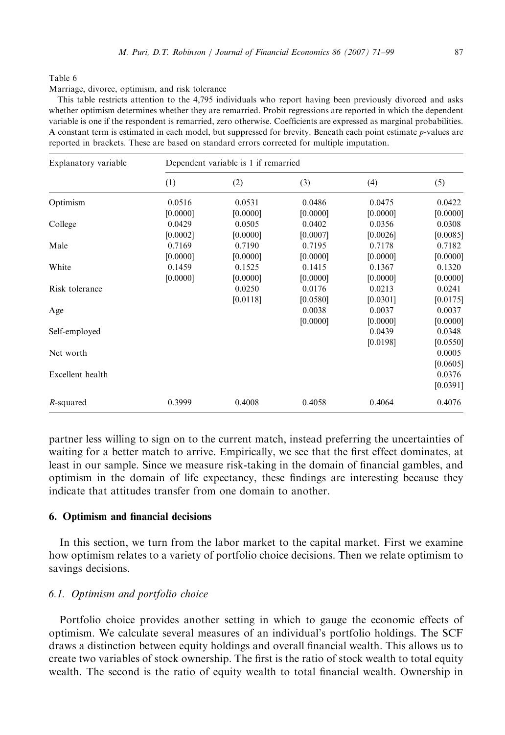Table 6

Marriage, divorce, optimism, and risk tolerance

This table restricts attention to the 4,795 individuals who report having been previously divorced and asks whether optimism determines whether they are remarried. Probit regressions are reported in which the dependent variable is one if the respondent is remarried, zero otherwise. Coefficients are expressed as marginal probabilities. A constant term is estimated in each model, but suppressed for brevity. Beneath each point estimate *p*-values are reported in brackets. These are based on standard errors corrected for multiple imputation.

| Explanatory variable | Dependent variable is 1 if remarried | | | | |
|---|---|---|---|---|---|
| | (1) | (2) | (3) | (4) | (5) |
| Optimism | 0.0516 | 0.0531 | 0.0486 | 0.0475 | 0.0422 |
| | [0.0000] | [0.0000] | [0.0000] | [0.0000] | [0.0000] |
| College | 0.0429 | 0.0505 | 0.0402 | 0.0356 | 0.0308 |
| | [0.0002] | [0.0000] | [0.0007] | [0.0026] | [0.0085] |
| Male | 0.7169 | 0.7190 | 0.7195 | 0.7178 | 0.7182 |
| | [0.0000] | [0.0000] | [0.0000] | [0.0000] | [0.0000] |
| White | 0.1459 | 0.1525 | 0.1415 | 0.1367 | 0.1320 |
| | [0.0000] | [0.0000] | [0.0000] | [0.0000] | [0.0000] |
| Risk tolerance | | 0.0250 | 0.0176 | 0.0213 | 0.0241 |
| | | [0.0118] | [0.0580] | [0.0301] | [0.0175] |
| Age | | | 0.0038 | 0.0037 | 0.0037 |
| | | | [0.0000] | [0.0000] | [0.0000] |
| Self-employed | | | | 0.0439 | 0.0348 |
| | | | | [0.0198] | [0.0550] |
| Net worth | | | | | 0.0005 |
| | | | | | [0.0605] |
| Excellent health | | | | | 0.0376 |
| | | | | | [0.0391] |
| $R$-squared | 0.3999 | 0.4008 | 0.4058 | 0.4064 | 0.4076 |

partner less willing to sign on to the current match, instead preferring the uncertainties of waiting for a better match to arrive. Empirically, we see that the first effect dominates, at least in our sample. Since we measure risk-taking in the domain of financial gambles, and optimism in the domain of life expectancy, these findings are interesting because they indicate that attitudes transfer from one domain to another.

## 6. Optimism and financial decisions

In this section, we turn from the labor market to the capital market. First we examine how optimism relates to a variety of portfolio choice decisions. Then we relate optimism to savings decisions.

### 6.1. Optimism and portfolio choice

Portfolio choice provides another setting in which to gauge the economic effects of optimism. We calculate several measures of an individual's portfolio holdings. The SCF draws a distinction between equity holdings and overall financial wealth. This allows us to create two variables of stock ownership. The first is the ratio of stock wealth to total equity wealth. The second is the ratio of equity wealth to total financial wealth. Ownership in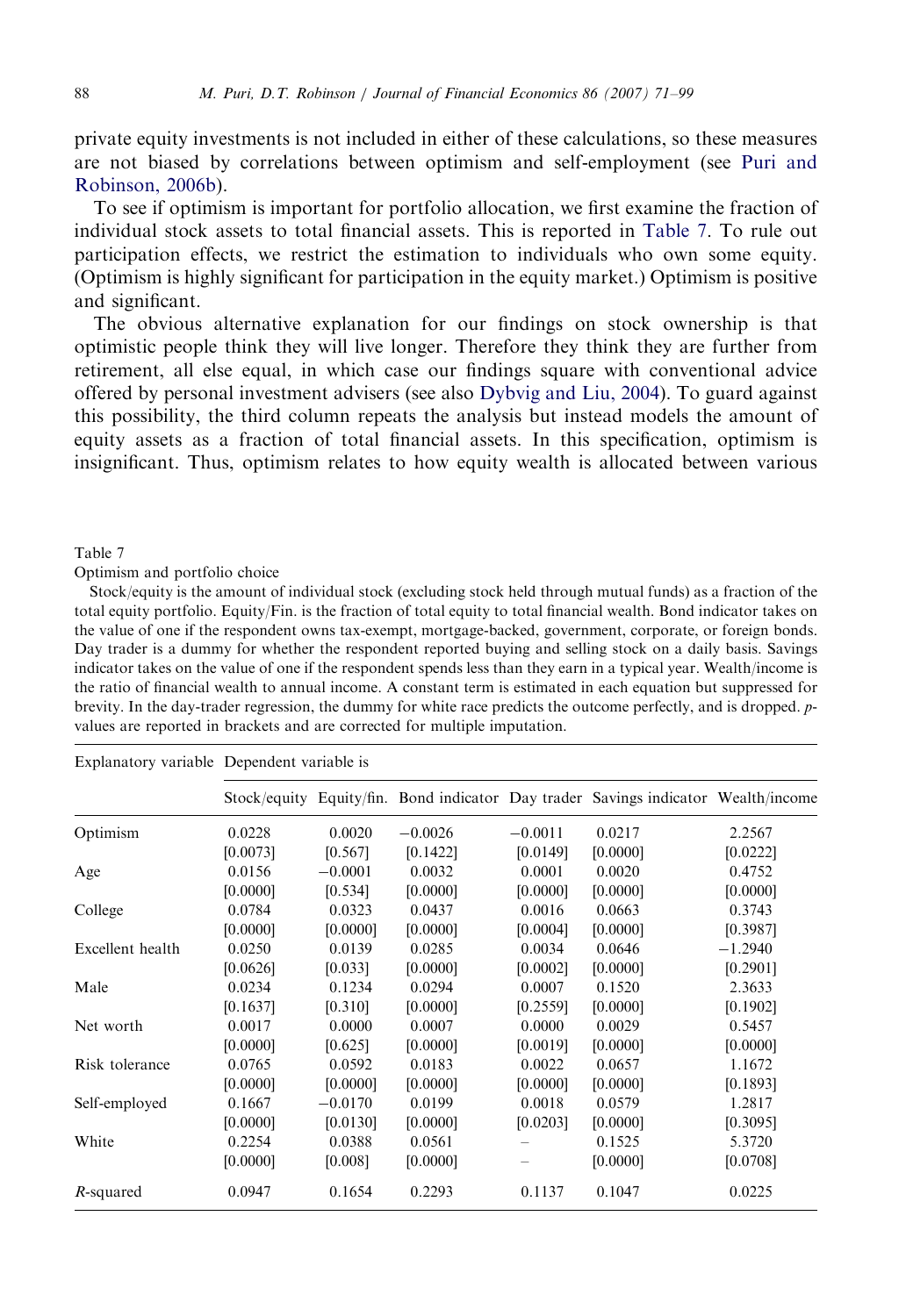private equity investments is not included in either of these calculations, so these measures are not biased by correlations between optimism and self-employment (see Puri and Robinson, 2006b).

To see if optimism is important for portfolio allocation, we first examine the fraction of individual stock assets to total financial assets. This is reported in Table 7. To rule out participation effects, we restrict the estimation to individuals who own some equity. (Optimism is highly significant for participation in the equity market.) Optimism is positive and significant.

The obvious alternative explanation for our findings on stock ownership is that optimistic people think they will live longer. Therefore they think they are further from retirement, all else equal, in which case our findings square with conventional advice offered by personal investment advisers (see also Dybvig and Liu, 2004). To guard against this possibility, the third column repeats the analysis but instead models the amount of equity assets as a fraction of total financial assets. In this specification, optimism is insignificant. Thus, optimism relates to how equity wealth is allocated between various

Table 7

Optimism and portfolio choice

Stock/equity is the amount of individual stock (excluding stock held through mutual funds) as a fraction of the total equity portfolio. Equity/Fin. is the fraction of total equity to total financial wealth. Bond indicator takes on the value of one if the respondent owns tax-exempt, mortgage-backed, government, corporate, or foreign bonds. Day trader is a dummy for whether the respondent reported buying and selling stock on a daily basis. Savings indicator takes on the value of one if the respondent spends less than they earn in a typical year. Wealth/income is the ratio of financial wealth to annual income. A constant term is estimated in each equation but suppressed for brevity. In the day-trader regression, the dummy for white race predicts the outcome perfectly, and is dropped. *p*-values are reported in brackets and are corrected for multiple imputation.

| Explanatory variable | Dependent variable is | | | | | |
|---|---|---|---|---|---|---|
| | Stock/equity | Equity/fin. | Bond indicator | Day trader | Savings indicator | Wealth/income |
| Optimism | 0.0228 | 0.0020 | −0.0026 | −0.0011 | 0.0217 | 2.2567 |
| | [0.0073] | [0.567] | [0.1422] | [0.0149] | [0.0000] | [0.0222] |
| Age | 0.0156 | −0.0001 | 0.0032 | 0.0001 | 0.0020 | 0.4752 |
| | [0.0000] | [0.534] | [0.0000] | [0.0000] | [0.0000] | [0.0000] |
| College | 0.0784 | 0.0323 | 0.0437 | 0.0016 | 0.0663 | 0.3743 |
| | [0.0000] | [0.0000] | [0.0000] | [0.0004] | [0.0000] | [0.3987] |
| Excellent health | 0.0250 | 0.0139 | 0.0285 | 0.0034 | 0.0646 | −1.2940 |
| | [0.0626] | [0.033] | [0.0000] | [0.0002] | [0.0000] | [0.2901] |
| Male | 0.0234 | 0.1234 | 0.0294 | 0.0007 | 0.1520 | 2.3633 |
| | [0.1637] | [0.310] | [0.0000] | [0.2559] | [0.0000] | [0.1902] |
| Net worth | 0.0017 | 0.0000 | 0.0007 | 0.0000 | 0.0029 | 0.5457 |
| | [0.0000] | [0.625] | [0.0000] | [0.0019] | [0.0000] | [0.0000] |
| Risk tolerance | 0.0765 | 0.0592 | 0.0183 | 0.0022 | 0.0657 | 1.1672 |
| | [0.0000] | [0.0000] | [0.0000] | [0.0000] | [0.0000] | [0.1893] |
| Self-employed | 0.1667 | −0.0170 | 0.0199 | 0.0018 | 0.0579 | 1.2817 |
| | [0.0000] | [0.0130] | [0.0000] | [0.0203] | [0.0000] | [0.3095] |
| White | 0.2254 | 0.0388 | 0.0561 | – | 0.1525 | 5.3720 |
| | [0.0000] | [0.008] | [0.0000] | – | [0.0000] | [0.0708] |
| *R*-squared | 0.0947 | 0.1654 | 0.2293 | 0.1137 | 0.1047 | 0.0225 |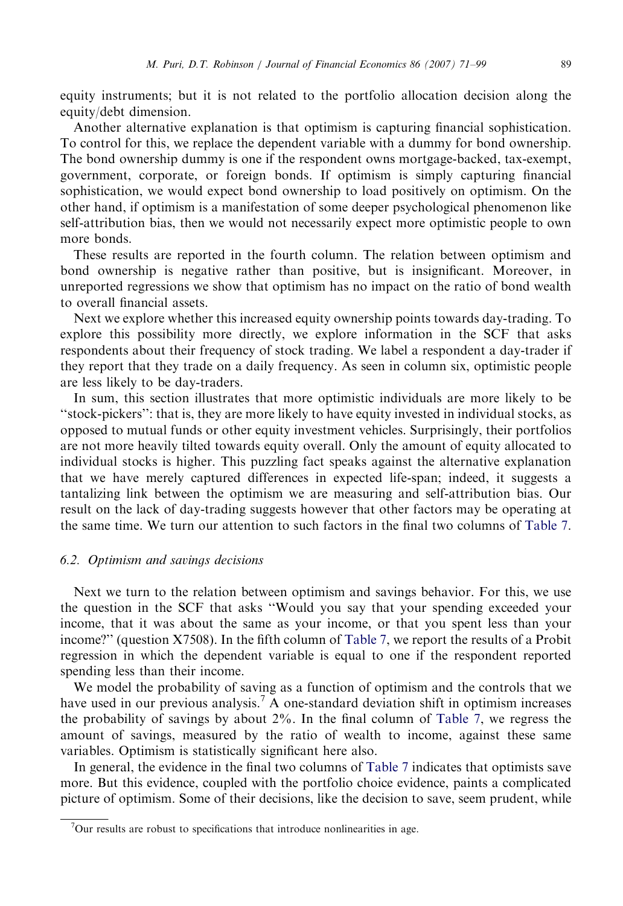equity instruments; but it is not related to the portfolio allocation decision along the equity/debt dimension.

Another alternative explanation is that optimism is capturing financial sophistication. To control for this, we replace the dependent variable with a dummy for bond ownership. The bond ownership dummy is one if the respondent owns mortgage-backed, tax-exempt, government, corporate, or foreign bonds. If optimism is simply capturing financial sophistication, we would expect bond ownership to load positively on optimism. On the other hand, if optimism is a manifestation of some deeper psychological phenomenon like self-attribution bias, then we would not necessarily expect more optimistic people to own more bonds.

These results are reported in the fourth column. The relation between optimism and bond ownership is negative rather than positive, but is insignificant. Moreover, in unreported regressions we show that optimism has no impact on the ratio of bond wealth to overall financial assets.

Next we explore whether this increased equity ownership points towards day-trading. To explore this possibility more directly, we explore information in the SCF that asks respondents about their frequency of stock trading. We label a respondent a day-trader if they report that they trade on a daily frequency. As seen in column six, optimistic people are less likely to be day-traders.

In sum, this section illustrates that more optimistic individuals are more likely to be "stock-pickers": that is, they are more likely to have equity invested in individual stocks, as opposed to mutual funds or other equity investment vehicles. Surprisingly, their portfolios are not more heavily tilted towards equity overall. Only the amount of equity allocated to individual stocks is higher. This puzzling fact speaks against the alternative explanation that we have merely captured differences in expected life-span; indeed, it suggests a tantalizing link between the optimism we are measuring and self-attribution bias. Our result on the lack of day-trading suggests however that other factors may be operating at the same time. We turn our attention to such factors in the final two columns of Table 7.

### 6.2. Optimism and savings decisions

Next we turn to the relation between optimism and savings behavior. For this, we use the question in the SCF that asks "Would you say that your spending exceeded your income, that it was about the same as your income, or that you spent less than your income?" (question X7508). In the fifth column of Table 7, we report the results of a Probit regression in which the dependent variable is equal to one if the respondent reported spending less than their income.

We model the probability of saving as a function of optimism and the controls that we have used in our previous analysis.[7] A one-standard deviation shift in optimism increases the probability of savings by about 2%. In the final column of Table 7, we regress the amount of savings, measured by the ratio of wealth to income, against these same variables. Optimism is statistically significant here also.

In general, the evidence in the final two columns of Table 7 indicates that optimists save more. But this evidence, coupled with the portfolio choice evidence, paints a complicated picture of optimism. Some of their decisions, like the decision to save, seem prudent, while

[7] Our results are robust to specifications that introduce nonlinearities in age.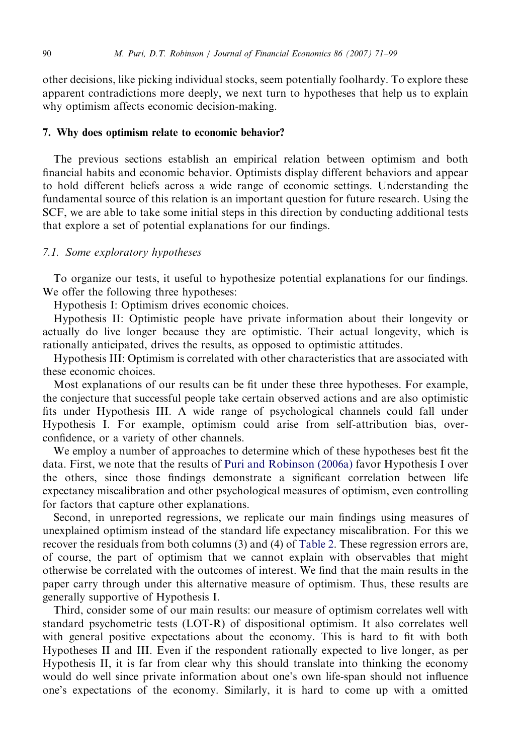other decisions, like picking individual stocks, seem potentially foolhardy. To explore these apparent contradictions more deeply, we next turn to hypotheses that help us to explain why optimism affects economic decision-making.

## 7. Why does optimism relate to economic behavior?

The previous sections establish an empirical relation between optimism and both financial habits and economic behavior. Optimists display different behaviors and appear to hold different beliefs across a wide range of economic settings. Understanding the fundamental source of this relation is an important question for future research. Using the SCF, we are able to take some initial steps in this direction by conducting additional tests that explore a set of potential explanations for our findings.

### 7.1. Some exploratory hypotheses

To organize our tests, it useful to hypothesize potential explanations for our findings. We offer the following three hypotheses:

Hypothesis I: Optimism drives economic choices.

Hypothesis II: Optimistic people have private information about their longevity or actually do live longer because they are optimistic. Their actual longevity, which is rationally anticipated, drives the results, as opposed to optimistic attitudes.

Hypothesis III: Optimism is correlated with other characteristics that are associated with these economic choices.

Most explanations of our results can be fit under these three hypotheses. For example, the conjecture that successful people take certain observed actions and are also optimistic fits under Hypothesis III. A wide range of psychological channels could fall under Hypothesis I. For example, optimism could arise from self-attribution bias, overconfidence, or a variety of other channels.

We employ a number of approaches to determine which of these hypotheses best fit the data. First, we note that the results of Puri and Robinson (2006a) favor Hypothesis I over the others, since those findings demonstrate a significant correlation between life expectancy miscalibration and other psychological measures of optimism, even controlling for factors that capture other explanations.

Second, in unreported regressions, we replicate our main findings using measures of unexplained optimism instead of the standard life expectancy miscalibration. For this we recover the residuals from both columns (3) and (4) of Table 2. These regression errors are, of course, the part of optimism that we cannot explain with observables that might otherwise be correlated with the outcomes of interest. We find that the main results in the paper carry through under this alternative measure of optimism. Thus, these results are generally supportive of Hypothesis I.

Third, consider some of our main results: our measure of optimism correlates well with standard psychometric tests (LOT-R) of dispositional optimism. It also correlates well with general positive expectations about the economy. This is hard to fit with both Hypotheses II and III. Even if the respondent rationally expected to live longer, as per Hypothesis II, it is far from clear why this should translate into thinking the economy would do well since private information about one's own life-span should not influence one's expectations of the economy. Similarly, it is hard to come up with a omitted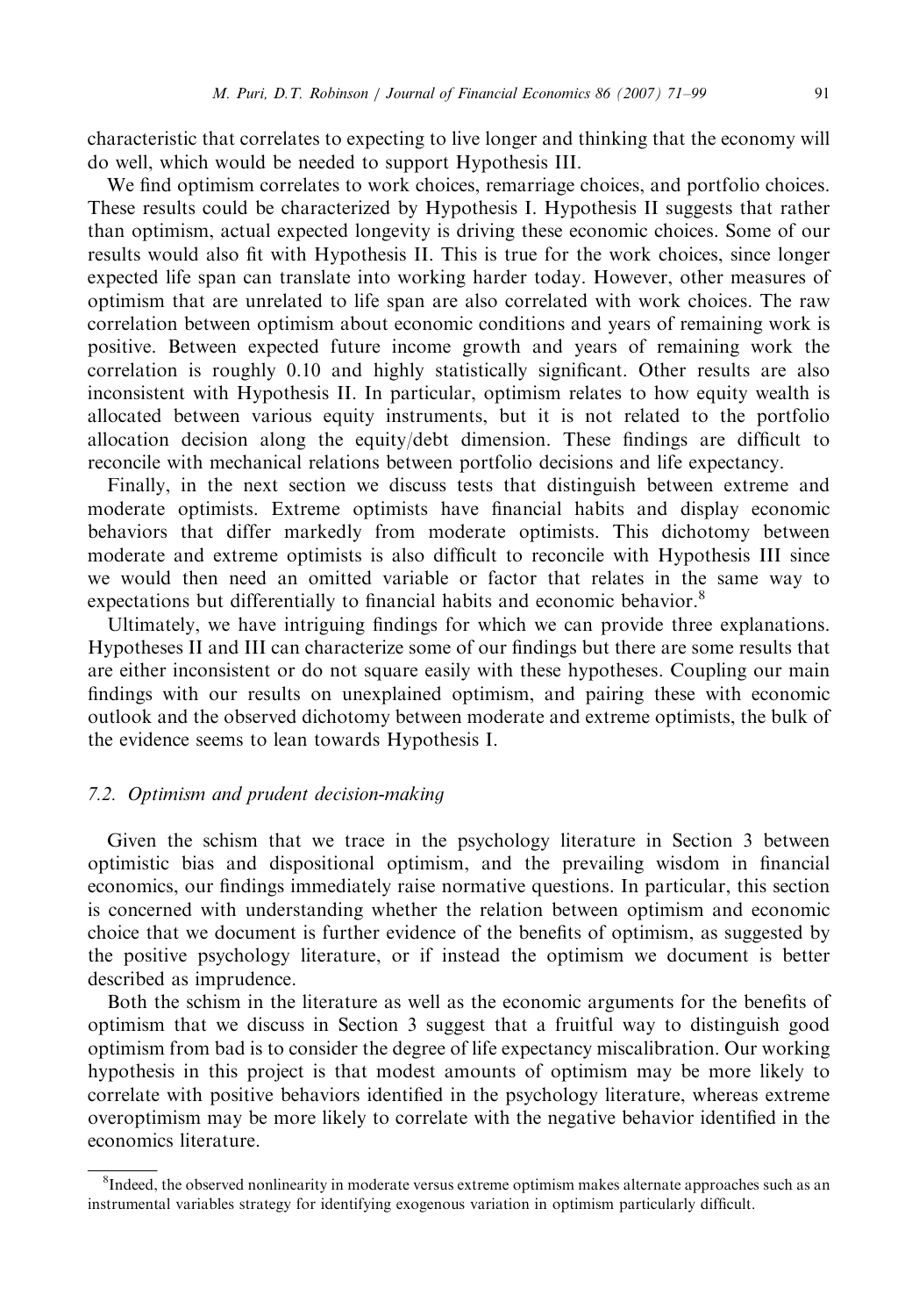characteristic that correlates to expecting to live longer and thinking that the economy will do well, which would be needed to support Hypothesis III.

We find optimism correlates to work choices, remarriage choices, and portfolio choices. These results could be characterized by Hypothesis I. Hypothesis II suggests that rather than optimism, actual expected longevity is driving these economic choices. Some of our results would also fit with Hypothesis II. This is true for the work choices, since longer expected life span can translate into working harder today. However, other measures of optimism that are unrelated to life span are also correlated with work choices. The raw correlation between optimism about economic conditions and years of remaining work is positive. Between expected future income growth and years of remaining work the correlation is roughly 0.10 and highly statistically significant. Other results are also inconsistent with Hypothesis II. In particular, optimism relates to how equity wealth is allocated between various equity instruments, but it is not related to the portfolio allocation decision along the equity/debt dimension. These findings are difficult to reconcile with mechanical relations between portfolio decisions and life expectancy.

Finally, in the next section we discuss tests that distinguish between extreme and moderate optimists. Extreme optimists have financial habits and display economic behaviors that differ markedly from moderate optimists. This dichotomy between moderate and extreme optimists is also difficult to reconcile with Hypothesis III since we would then need an omitted variable or factor that relates in the same way to expectations but differentially to financial habits and economic behavior.[8]

Ultimately, we have intriguing findings for which we can provide three explanations. Hypotheses II and III can characterize some of our findings but there are some results that are either inconsistent or do not square easily with these hypotheses. Coupling our main findings with our results on unexplained optimism, and pairing these with economic outlook and the observed dichotomy between moderate and extreme optimists, the bulk of the evidence seems to lean towards Hypothesis I.

### 7.2. Optimism and prudent decision-making

Given the schism that we trace in the psychology literature in Section 3 between optimistic bias and dispositional optimism, and the prevailing wisdom in financial economics, our findings immediately raise normative questions. In particular, this section is concerned with understanding whether the relation between optimism and economic choice that we document is further evidence of the benefits of optimism, as suggested by the positive psychology literature, or if instead the optimism we document is better described as imprudence.

Both the schism in the literature as well as the economic arguments for the benefits of optimism that we discuss in Section 3 suggest that a fruitful way to distinguish good optimism from bad is to consider the degree of life expectancy miscalibration. Our working hypothesis in this project is that modest amounts of optimism may be more likely to correlate with positive behaviors identified in the psychology literature, whereas extreme overoptimism may be more likely to correlate with the negative behavior identified in the economics literature.

---

[8] Indeed, the observed nonlinearity in moderate versus extreme optimism makes alternate approaches such as an instrumental variables strategy for identifying exogenous variation in optimism particularly difficult.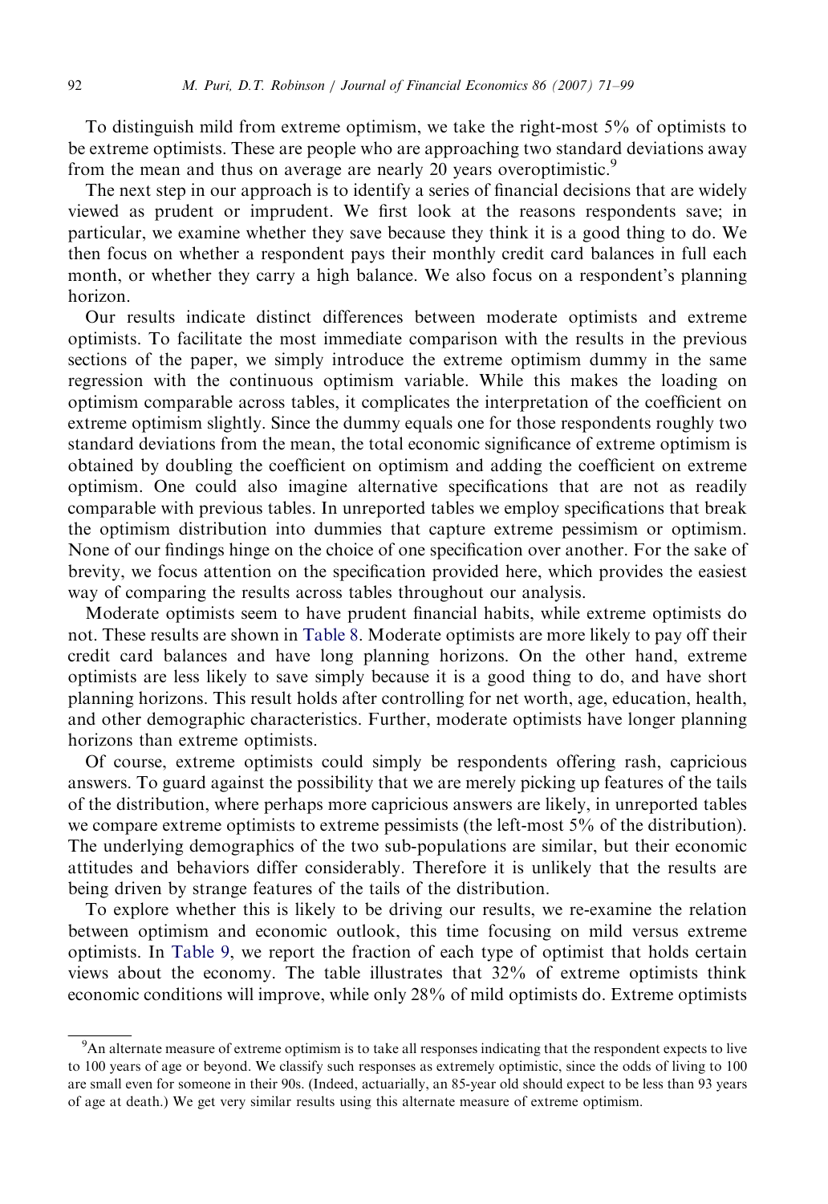To distinguish mild from extreme optimism, we take the right-most 5% of optimists to be extreme optimists. These are people who are approaching two standard deviations away from the mean and thus on average are nearly 20 years overoptimistic.[9]

The next step in our approach is to identify a series of financial decisions that are widely viewed as prudent or imprudent. We first look at the reasons respondents save; in particular, we examine whether they save because they think it is a good thing to do. We then focus on whether a respondent pays their monthly credit card balances in full each month, or whether they carry a high balance. We also focus on a respondent's planning horizon.

Our results indicate distinct differences between moderate optimists and extreme optimists. To facilitate the most immediate comparison with the results in the previous sections of the paper, we simply introduce the extreme optimism dummy in the same regression with the continuous optimism variable. While this makes the loading on optimism comparable across tables, it complicates the interpretation of the coefficient on extreme optimism slightly. Since the dummy equals one for those respondents roughly two standard deviations from the mean, the total economic significance of extreme optimism is obtained by doubling the coefficient on optimism and adding the coefficient on extreme optimism. One could also imagine alternative specifications that are not as readily comparable with previous tables. In unreported tables we employ specifications that break the optimism distribution into dummies that capture extreme pessimism or optimism. None of our findings hinge on the choice of one specification over another. For the sake of brevity, we focus attention on the specification provided here, which provides the easiest way of comparing the results across tables throughout our analysis.

Moderate optimists seem to have prudent financial habits, while extreme optimists do not. These results are shown in Table 8. Moderate optimists are more likely to pay off their credit card balances and have long planning horizons. On the other hand, extreme optimists are less likely to save simply because it is a good thing to do, and have short planning horizons. This result holds after controlling for net worth, age, education, health, and other demographic characteristics. Further, moderate optimists have longer planning horizons than extreme optimists.

Of course, extreme optimists could simply be respondents offering rash, capricious answers. To guard against the possibility that we are merely picking up features of the tails of the distribution, where perhaps more capricious answers are likely, in unreported tables we compare extreme optimists to extreme pessimists (the left-most 5% of the distribution). The underlying demographics of the two sub-populations are similar, but their economic attitudes and behaviors differ considerably. Therefore it is unlikely that the results are being driven by strange features of the tails of the distribution.

To explore whether this is likely to be driving our results, we re-examine the relation between optimism and economic outlook, this time focusing on mild versus extreme optimists. In Table 9, we report the fraction of each type of optimist that holds certain views about the economy. The table illustrates that 32% of extreme optimists think economic conditions will improve, while only 28% of mild optimists do. Extreme optimists

[9]An alternate measure of extreme optimism is to take all responses indicating that the respondent expects to live to 100 years of age or beyond. We classify such responses as extremely optimistic, since the odds of living to 100 are small even for someone in their 90s. (Indeed, actuarially, an 85-year old should expect to be less than 93 years of age at death.) We get very similar results using this alternate measure of extreme optimism.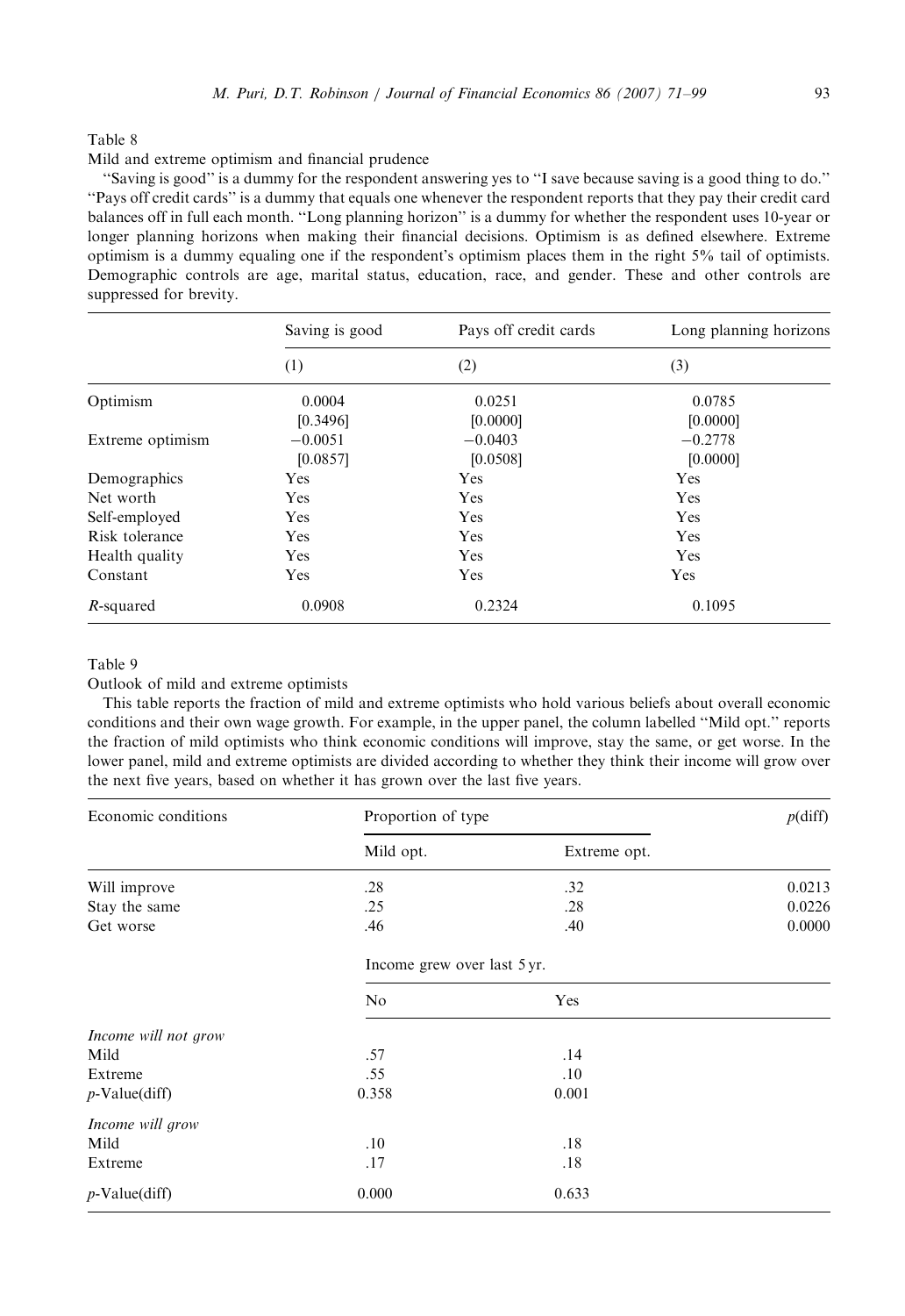Table 8

Mild and extreme optimism and financial prudence

"Saving is good" is a dummy for the respondent answering yes to "I save because saving is a good thing to do." "Pays off credit cards" is a dummy that equals one whenever the respondent reports that they pay their credit card balances off in full each month. "Long planning horizon" is a dummy for whether the respondent uses 10-year or longer planning horizons when making their financial decisions. Optimism is as defined elsewhere. Extreme optimism is a dummy equaling one if the respondent's optimism places them in the right 5% tail of optimists. Demographic controls are age, marital status, education, race, and gender. These and other controls are suppressed for brevity.

| | Saving is good | Pays off credit cards | Long planning horizons |
|---|---|---|---|
| | (1) | (2) | (3) |
| Optimism | 0.0004 | 0.0251 | 0.0785 |
| | [0.3496] | [0.0000] | [0.0000] |
| Extreme optimism | −0.0051 | −0.0403 | −0.2778 |
| | [0.0857] | [0.0508] | [0.0000] |
| Demographics | Yes | Yes | Yes |
| Net worth | Yes | Yes | Yes |
| Self-employed | Yes | Yes | Yes |
| Risk tolerance | Yes | Yes | Yes |
| Health quality | Yes | Yes | Yes |
| Constant | Yes | Yes | Yes |
| $R$-squared | 0.0908 | 0.2324 | 0.1095 |

Table 9

Outlook of mild and extreme optimists

This table reports the fraction of mild and extreme optimists who hold various beliefs about overall economic conditions and their own wage growth. For example, in the upper panel, the column labelled "Mild opt." reports the fraction of mild optimists who think economic conditions will improve, stay the same, or get worse. In the lower panel, mild and extreme optimists are divided according to whether they think their income will grow over the next five years, based on whether it has grown over the last five years.

| Economic conditions | Proportion of type | | $p$(diff) |
|---|---|---|---|
| | Mild opt. | Extreme opt. | |
| Will improve | .28 | .32 | 0.0213 |
| Stay the same | .25 | .28 | 0.0226 |
| Get worse | .46 | .40 | 0.0000 |
| | Income grew over last 5 yr. | | |
| | No | Yes | |
| *Income will not grow* | | | |
| Mild | .57 | .14 | |
| Extreme | .55 | .10 | |
| $p$-Value(diff) | 0.358 | 0.001 | |
| *Income will grow* | | | |
| Mild | .10 | .18 | |
| Extreme | .17 | .18 | |
| $p$-Value(diff) | 0.000 | 0.633 | |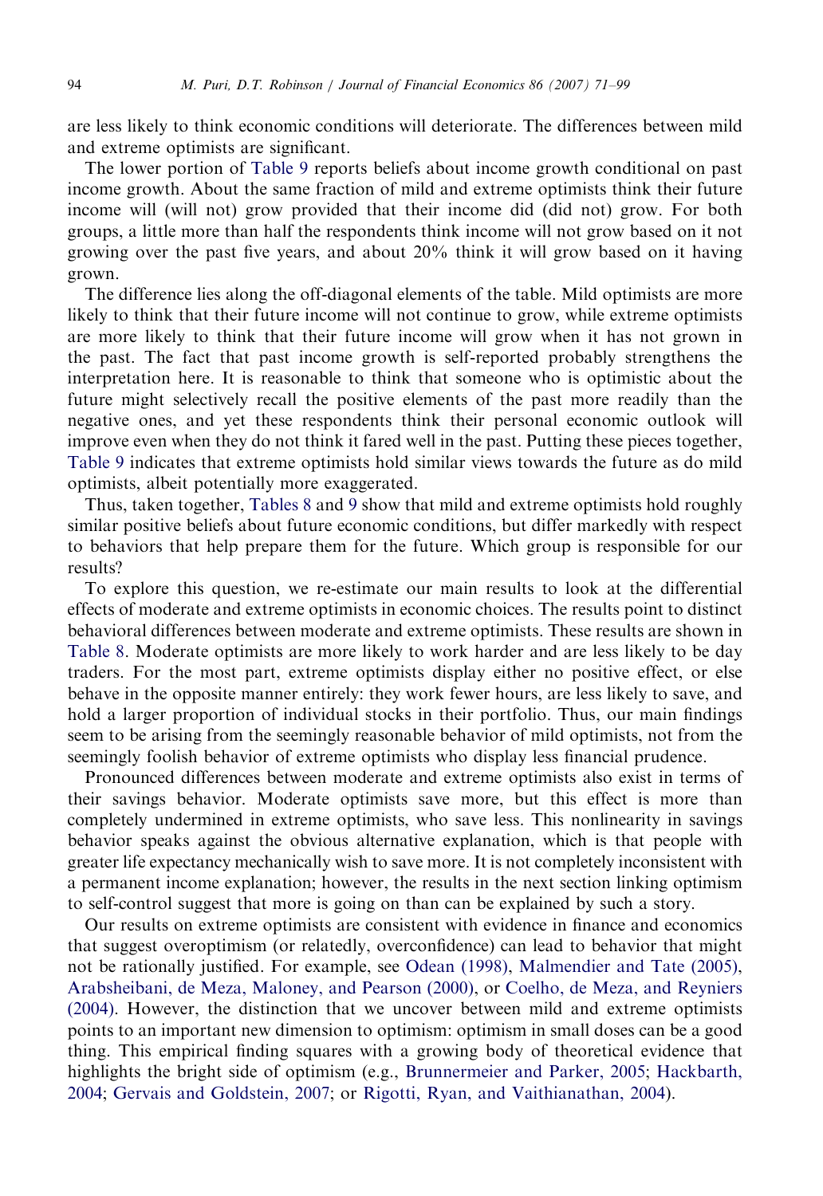are less likely to think economic conditions will deteriorate. The differences between mild and extreme optimists are significant.

The lower portion of Table 9 reports beliefs about income growth conditional on past income growth. About the same fraction of mild and extreme optimists think their future income will (will not) grow provided that their income did (did not) grow. For both groups, a little more than half the respondents think income will not grow based on it not growing over the past five years, and about 20% think it will grow based on it having grown.

The difference lies along the off-diagonal elements of the table. Mild optimists are more likely to think that their future income will not continue to grow, while extreme optimists are more likely to think that their future income will grow when it has not grown in the past. The fact that past income growth is self-reported probably strengthens the interpretation here. It is reasonable to think that someone who is optimistic about the future might selectively recall the positive elements of the past more readily than the negative ones, and yet these respondents think their personal economic outlook will improve even when they do not think it fared well in the past. Putting these pieces together, Table 9 indicates that extreme optimists hold similar views towards the future as do mild optimists, albeit potentially more exaggerated.

Thus, taken together, Tables 8 and 9 show that mild and extreme optimists hold roughly similar positive beliefs about future economic conditions, but differ markedly with respect to behaviors that help prepare them for the future. Which group is responsible for our results?

To explore this question, we re-estimate our main results to look at the differential effects of moderate and extreme optimists in economic choices. The results point to distinct behavioral differences between moderate and extreme optimists. These results are shown in Table 8. Moderate optimists are more likely to work harder and are less likely to be day traders. For the most part, extreme optimists display either no positive effect, or else behave in the opposite manner entirely: they work fewer hours, are less likely to save, and hold a larger proportion of individual stocks in their portfolio. Thus, our main findings seem to be arising from the seemingly reasonable behavior of mild optimists, not from the seemingly foolish behavior of extreme optimists who display less financial prudence.

Pronounced differences between moderate and extreme optimists also exist in terms of their savings behavior. Moderate optimists save more, but this effect is more than completely undermined in extreme optimists, who save less. This nonlinearity in savings behavior speaks against the obvious alternative explanation, which is that people with greater life expectancy mechanically wish to save more. It is not completely inconsistent with a permanent income explanation; however, the results in the next section linking optimism to self-control suggest that more is going on than can be explained by such a story.

Our results on extreme optimists are consistent with evidence in finance and economics that suggest overoptimism (or relatedly, overconfidence) can lead to behavior that might not be rationally justified. For example, see Odean (1998), Malmendier and Tate (2005), Arabsheibani, de Meza, Maloney, and Pearson (2000), or Coelho, de Meza, and Reyniers (2004). However, the distinction that we uncover between mild and extreme optimists points to an important new dimension to optimism: optimism in small doses can be a good thing. This empirical finding squares with a growing body of theoretical evidence that highlights the bright side of optimism (e.g., Brunnermeier and Parker, 2005; Hackbarth, 2004; Gervais and Goldstein, 2007; or Rigotti, Ryan, and Vaithianathan, 2004).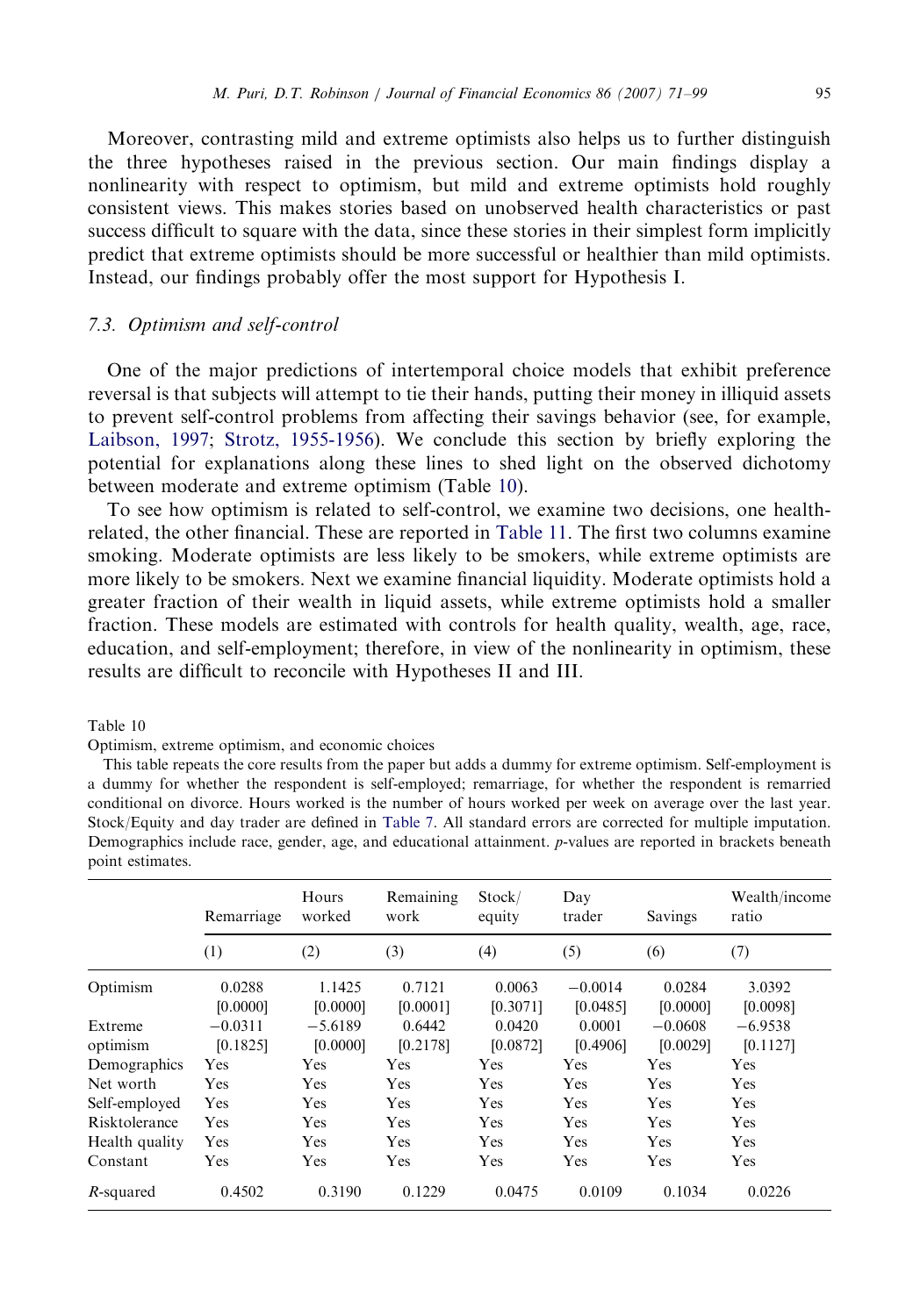Moreover, contrasting mild and extreme optimists also helps us to further distinguish the three hypotheses raised in the previous section. Our main findings display a nonlinearity with respect to optimism, but mild and extreme optimists hold roughly consistent views. This makes stories based on unobserved health characteristics or past success difficult to square with the data, since these stories in their simplest form implicitly predict that extreme optimists should be more successful or healthier than mild optimists. Instead, our findings probably offer the most support for Hypothesis I.

### 7.3. Optimism and self-control

One of the major predictions of intertemporal choice models that exhibit preference reversal is that subjects will attempt to tie their hands, putting their money in illiquid assets to prevent self-control problems from affecting their savings behavior (see, for example, Laibson, 1997; Strotz, 1955-1956). We conclude this section by briefly exploring the potential for explanations along these lines to shed light on the observed dichotomy between moderate and extreme optimism (Table 10).

To see how optimism is related to self-control, we examine two decisions, one health-related, the other financial. These are reported in Table 11. The first two columns examine smoking. Moderate optimists are less likely to be smokers, while extreme optimists are more likely to be smokers. Next we examine financial liquidity. Moderate optimists hold a greater fraction of their wealth in liquid assets, while extreme optimists hold a smaller fraction. These models are estimated with controls for health quality, wealth, age, race, education, and self-employment; therefore, in view of the nonlinearity in optimism, these results are difficult to reconcile with Hypotheses II and III.

Table 10

Optimism, extreme optimism, and economic choices

This table repeats the core results from the paper but adds a dummy for extreme optimism. Self-employment is a dummy for whether the respondent is self-employed; remarriage, for whether the respondent is remarried conditional on divorce. Hours worked is the number of hours worked per week on average over the last year. Stock/Equity and day trader are defined in Table 7. All standard errors are corrected for multiple imputation. Demographics include race, gender, age, and educational attainment. $p$-values are reported in brackets beneath point estimates.

| | Remarriage | Hours worked | Remaining work | Stock/ equity | Day trader | Savings | Wealth/income ratio |
|---|---|---|---|---|---|---|---|
| | (1) | (2) | (3) | (4) | (5) | (6) | (7) |
| Optimism | 0.0288 | 1.1425 | 0.7121 | 0.0063 | −0.0014 | 0.0284 | 3.0392 |
| | [0.0000] | [0.0000] | [0.0001] | [0.3071] | [0.0485] | [0.0000] | [0.0098] |
| Extreme optimism | −0.0311 | −5.6189 | 0.6442 | 0.0420 | 0.0001 | −0.0608 | −6.9538 |
| | [0.1825] | [0.0000] | [0.2178] | [0.0872] | [0.4906] | [0.0029] | [0.1127] |
| Demographics | Yes | Yes | Yes | Yes | Yes | Yes | Yes |
| Net worth | Yes | Yes | Yes | Yes | Yes | Yes | Yes |
| Self-employed | Yes | Yes | Yes | Yes | Yes | Yes | Yes |
| Risktolerance | Yes | Yes | Yes | Yes | Yes | Yes | Yes |
| Health quality | Yes | Yes | Yes | Yes | Yes | Yes | Yes |
| Constant | Yes | Yes | Yes | Yes | Yes | Yes | Yes |
| $R$-squared | 0.4502 | 0.3190 | 0.1229 | 0.0475 | 0.0109 | 0.1034 | 0.0226 |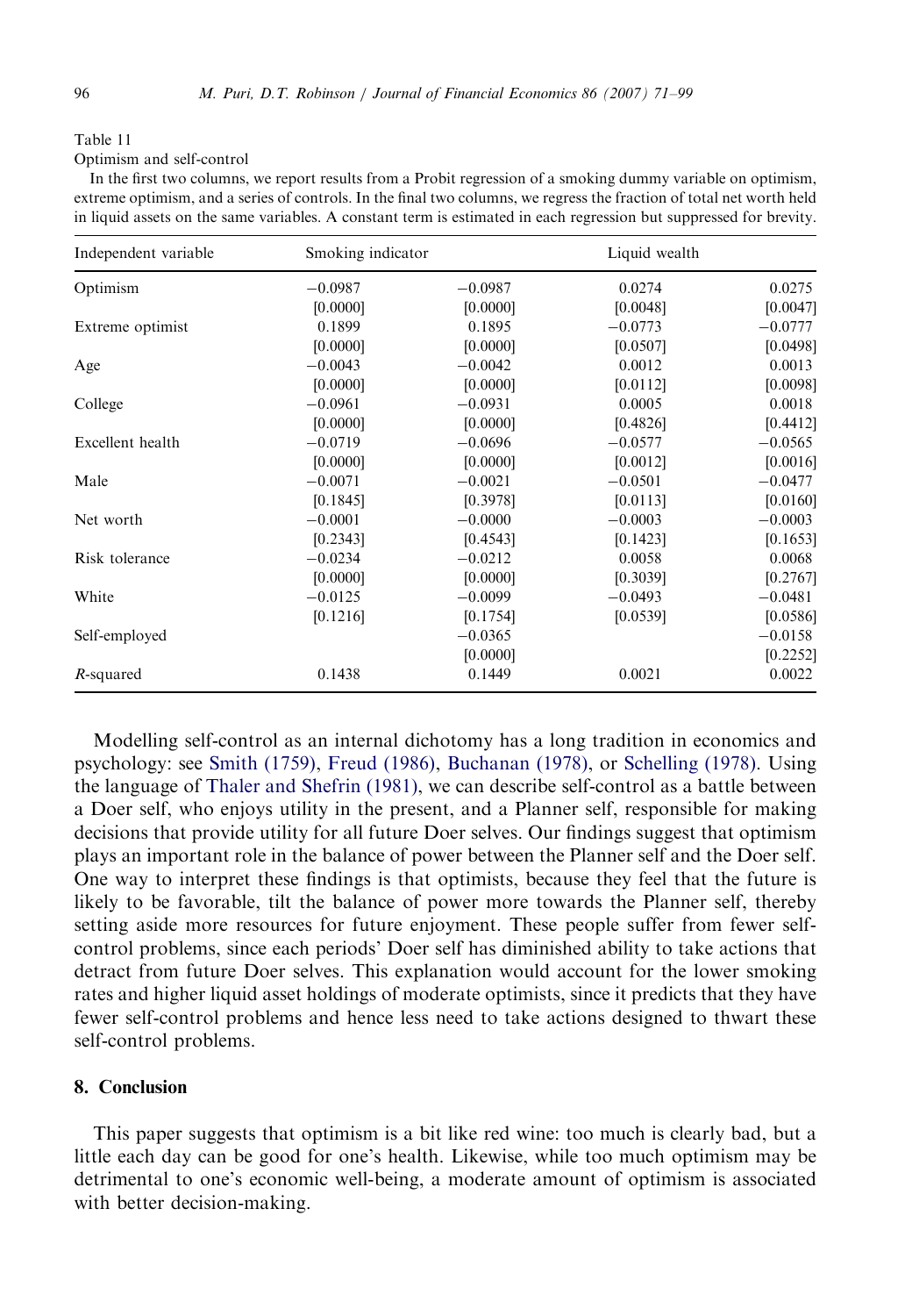Table 11

Optimism and self-control

In the first two columns, we report results from a Probit regression of a smoking dummy variable on optimism, extreme optimism, and a series of controls. In the final two columns, we regress the fraction of total net worth held in liquid assets on the same variables. A constant term is estimated in each regression but suppressed for brevity.

| Independent variable | Smoking indicator | | Liquid wealth | |
|---|---|---|---|---|
| Optimism | −0.0987 | −0.0987 | 0.0274 | 0.0275 |
| | [0.0000] | [0.0000] | [0.0048] | [0.0047] |
| Extreme optimist | 0.1899 | 0.1895 | −0.0773 | −0.0777 |
| | [0.0000] | [0.0000] | [0.0507] | [0.0498] |
| Age | −0.0043 | −0.0042 | 0.0012 | 0.0013 |
| | [0.0000] | [0.0000] | [0.0112] | [0.0098] |
| College | −0.0961 | −0.0931 | 0.0005 | 0.0018 |
| | [0.0000] | [0.0000] | [0.4826] | [0.4412] |
| Excellent health | −0.0719 | −0.0696 | −0.0577 | −0.0565 |
| | [0.0000] | [0.0000] | [0.0012] | [0.0016] |
| Male | −0.0071 | −0.0021 | −0.0501 | −0.0477 |
| | [0.1845] | [0.3978] | [0.0113] | [0.0160] |
| Net worth | −0.0001 | −0.0000 | −0.0003 | −0.0003 |
| | [0.2343] | [0.4543] | [0.1423] | [0.1653] |
| Risk tolerance | −0.0234 | −0.0212 | 0.0058 | 0.0068 |
| | [0.0000] | [0.0000] | [0.3039] | [0.2767] |
| White | −0.0125 | −0.0099 | −0.0493 | −0.0481 |
| | [0.1216] | [0.1754] | [0.0539] | [0.0586] |
| Self-employed | | −0.0365 | | −0.0158 |
| | | [0.0000] | | [0.2252] |
| $R$-squared | 0.1438 | 0.1449 | 0.0021 | 0.0022 |

Modelling self-control as an internal dichotomy has a long tradition in economics and psychology: see Smith (1759), Freud (1986), Buchanan (1978), or Schelling (1978). Using the language of Thaler and Shefrin (1981), we can describe self-control as a battle between a Doer self, who enjoys utility in the present, and a Planner self, responsible for making decisions that provide utility for all future Doer selves. Our findings suggest that optimism plays an important role in the balance of power between the Planner self and the Doer self. One way to interpret these findings is that optimists, because they feel that the future is likely to be favorable, tilt the balance of power more towards the Planner self, thereby setting aside more resources for future enjoyment. These people suffer from fewer self-control problems, since each periods' Doer self has diminished ability to take actions that detract from future Doer selves. This explanation would account for the lower smoking rates and higher liquid asset holdings of moderate optimists, since it predicts that they have fewer self-control problems and hence less need to take actions designed to thwart these self-control problems.

## 8. Conclusion

This paper suggests that optimism is a bit like red wine: too much is clearly bad, but a little each day can be good for one's health. Likewise, while too much optimism may be detrimental to one's economic well-being, a moderate amount of optimism is associated with better decision-making.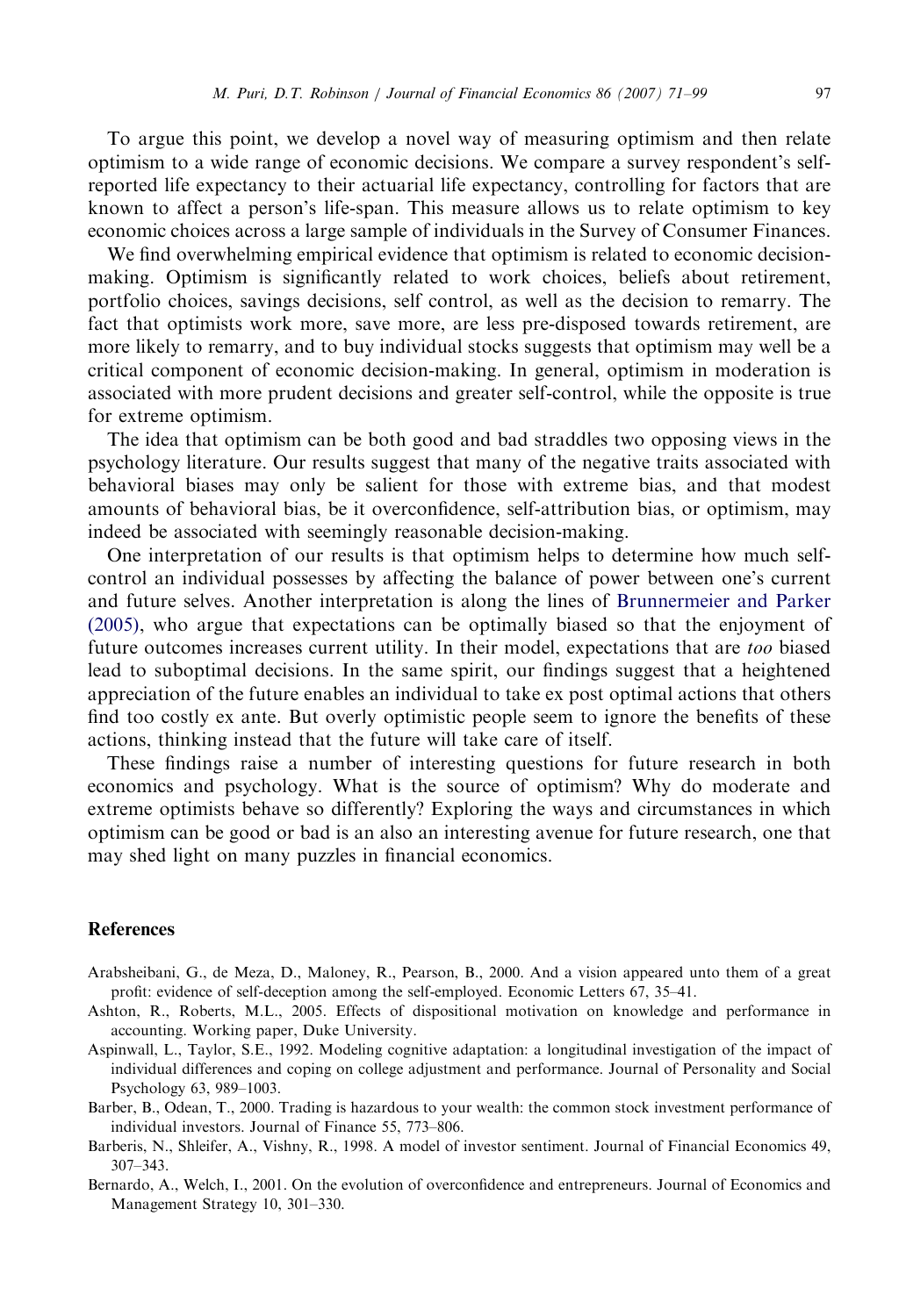To argue this point, we develop a novel way of measuring optimism and then relate optimism to a wide range of economic decisions. We compare a survey respondent's self-reported life expectancy to their actuarial life expectancy, controlling for factors that are known to affect a person's life-span. This measure allows us to relate optimism to key economic choices across a large sample of individuals in the Survey of Consumer Finances.

We find overwhelming empirical evidence that optimism is related to economic decision-making. Optimism is significantly related to work choices, beliefs about retirement, portfolio choices, savings decisions, self control, as well as the decision to remarry. The fact that optimists work more, save more, are less pre-disposed towards retirement, are more likely to remarry, and to buy individual stocks suggests that optimism may well be a critical component of economic decision-making. In general, optimism in moderation is associated with more prudent decisions and greater self-control, while the opposite is true for extreme optimism.

The idea that optimism can be both good and bad straddles two opposing views in the psychology literature. Our results suggest that many of the negative traits associated with behavioral biases may only be salient for those with extreme bias, and that modest amounts of behavioral bias, be it overconfidence, self-attribution bias, or optimism, may indeed be associated with seemingly reasonable decision-making.

One interpretation of our results is that optimism helps to determine how much self-control an individual possesses by affecting the balance of power between one's current and future selves. Another interpretation is along the lines of Brunnermeier and Parker (2005), who argue that expectations can be optimally biased so that the enjoyment of future outcomes increases current utility. In their model, expectations that are *too* biased lead to suboptimal decisions. In the same spirit, our findings suggest that a heightened appreciation of the future enables an individual to take ex post optimal actions that others find too costly ex ante. But overly optimistic people seem to ignore the benefits of these actions, thinking instead that the future will take care of itself.

These findings raise a number of interesting questions for future research in both economics and psychology. What is the source of optimism? Why do moderate and extreme optimists behave so differently? Exploring the ways and circumstances in which optimism can be good or bad is an also an interesting avenue for future research, one that may shed light on many puzzles in financial economics.

## References

Arabsheibani, G., de Meza, D., Maloney, R., Pearson, B., 2000. And a vision appeared unto them of a great profit: evidence of self-deception among the self-employed. Economic Letters 67, 35–41.

Ashton, R., Roberts, M.L., 2005. Effects of dispositional motivation on knowledge and performance in accounting. Working paper, Duke University.

Aspinwall, L., Taylor, S.E., 1992. Modeling cognitive adaptation: a longitudinal investigation of the impact of individual differences and coping on college adjustment and performance. Journal of Personality and Social Psychology 63, 989–1003.

Barber, B., Odean, T., 2000. Trading is hazardous to your wealth: the common stock investment performance of individual investors. Journal of Finance 55, 773–806.

Barberis, N., Shleifer, A., Vishny, R., 1998. A model of investor sentiment. Journal of Financial Economics 49, 307–343.

Bernardo, A., Welch, I., 2001. On the evolution of overconfidence and entrepreneurs. Journal of Economics and Management Strategy 10, 301–330.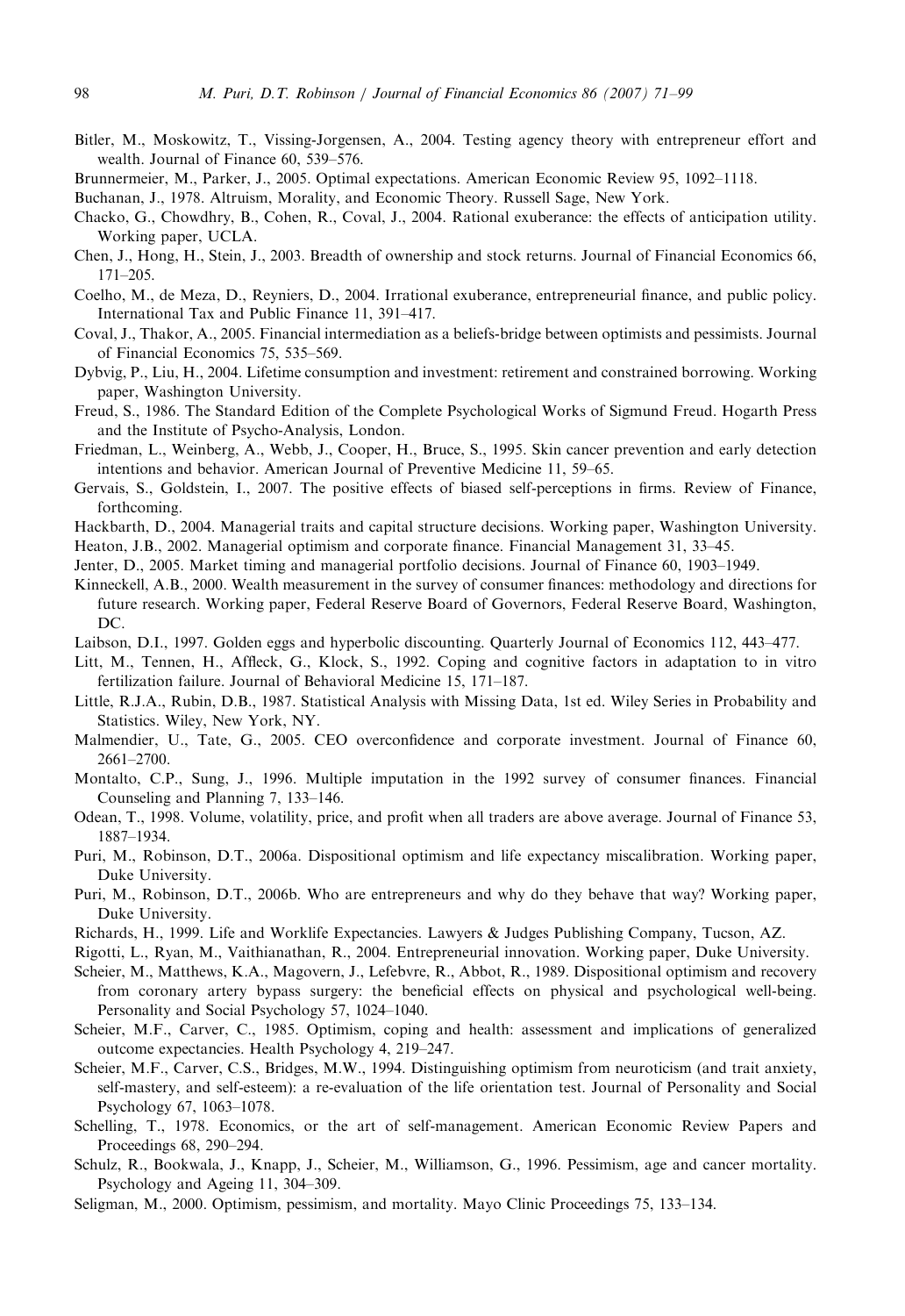Bitler, M., Moskowitz, T., Vissing-Jorgensen, A., 2004. Testing agency theory with entrepreneur effort and wealth. Journal of Finance 60, 539–576.

Brunnermeier, M., Parker, J., 2005. Optimal expectations. American Economic Review 95, 1092–1118.

Buchanan, J., 1978. Altruism, Morality, and Economic Theory. Russell Sage, New York.

Chacko, G., Chowdhry, B., Cohen, R., Coval, J., 2004. Rational exuberance: the effects of anticipation utility. Working paper, UCLA.

Chen, J., Hong, H., Stein, J., 2003. Breadth of ownership and stock returns. Journal of Financial Economics 66, 171–205.

Coelho, M., de Meza, D., Reyniers, D., 2004. Irrational exuberance, entrepreneurial finance, and public policy. International Tax and Public Finance 11, 391–417.

Coval, J., Thakor, A., 2005. Financial intermediation as a beliefs-bridge between optimists and pessimists. Journal of Financial Economics 75, 535–569.

Dybvig, P., Liu, H., 2004. Lifetime consumption and investment: retirement and constrained borrowing. Working paper, Washington University.

Freud, S., 1986. The Standard Edition of the Complete Psychological Works of Sigmund Freud. Hogarth Press and the Institute of Psycho-Analysis, London.

Friedman, L., Weinberg, A., Webb, J., Cooper, H., Bruce, S., 1995. Skin cancer prevention and early detection intentions and behavior. American Journal of Preventive Medicine 11, 59–65.

Gervais, S., Goldstein, I., 2007. The positive effects of biased self-perceptions in firms. Review of Finance, forthcoming.

Hackbarth, D., 2004. Managerial traits and capital structure decisions. Working paper, Washington University.

Heaton, J.B., 2002. Managerial optimism and corporate finance. Financial Management 31, 33–45.

Jenter, D., 2005. Market timing and managerial portfolio decisions. Journal of Finance 60, 1903–1949.

Kinneckell, A.B., 2000. Wealth measurement in the survey of consumer finances: methodology and directions for future research. Working paper, Federal Reserve Board of Governors, Federal Reserve Board, Washington, DC.

Laibson, D.I., 1997. Golden eggs and hyperbolic discounting. Quarterly Journal of Economics 112, 443–477.

Litt, M., Tennen, H., Affleck, G., Klock, S., 1992. Coping and cognitive factors in adaptation to in vitro fertilization failure. Journal of Behavioral Medicine 15, 171–187.

Little, R.J.A., Rubin, D.B., 1987. Statistical Analysis with Missing Data, 1st ed. Wiley Series in Probability and Statistics. Wiley, New York, NY.

Malmendier, U., Tate, G., 2005. CEO overconfidence and corporate investment. Journal of Finance 60, 2661–2700.

Montalto, C.P., Sung, J., 1996. Multiple imputation in the 1992 survey of consumer finances. Financial Counseling and Planning 7, 133–146.

Odean, T., 1998. Volume, volatility, price, and profit when all traders are above average. Journal of Finance 53, 1887–1934.

Puri, M., Robinson, D.T., 2006a. Dispositional optimism and life expectancy miscalibration. Working paper, Duke University.

Puri, M., Robinson, D.T., 2006b. Who are entrepreneurs and why do they behave that way? Working paper, Duke University.

Richards, H., 1999. Life and Worklife Expectancies. Lawyers & Judges Publishing Company, Tucson, AZ.

Rigotti, L., Ryan, M., Vaithianathan, R., 2004. Entrepreneurial innovation. Working paper, Duke University.

Scheier, M., Matthews, K.A., Magovern, J., Lefebvre, R., Abbot, R., 1989. Dispositional optimism and recovery from coronary artery bypass surgery: the beneficial effects on physical and psychological well-being. Personality and Social Psychology 57, 1024–1040.

Scheier, M.F., Carver, C., 1985. Optimism, coping and health: assessment and implications of generalized outcome expectancies. Health Psychology 4, 219–247.

Scheier, M.F., Carver, C.S., Bridges, M.W., 1994. Distinguishing optimism from neuroticism (and trait anxiety, self-mastery, and self-esteem): a re-evaluation of the life orientation test. Journal of Personality and Social Psychology 67, 1063–1078.

Schelling, T., 1978. Economics, or the art of self-management. American Economic Review Papers and Proceedings 68, 290–294.

Schulz, R., Bookwala, J., Knapp, J., Scheier, M., Williamson, G., 1996. Pessimism, age and cancer mortality. Psychology and Ageing 11, 304–309.

Seligman, M., 2000. Optimism, pessimism, and mortality. Mayo Clinic Proceedings 75, 133–134.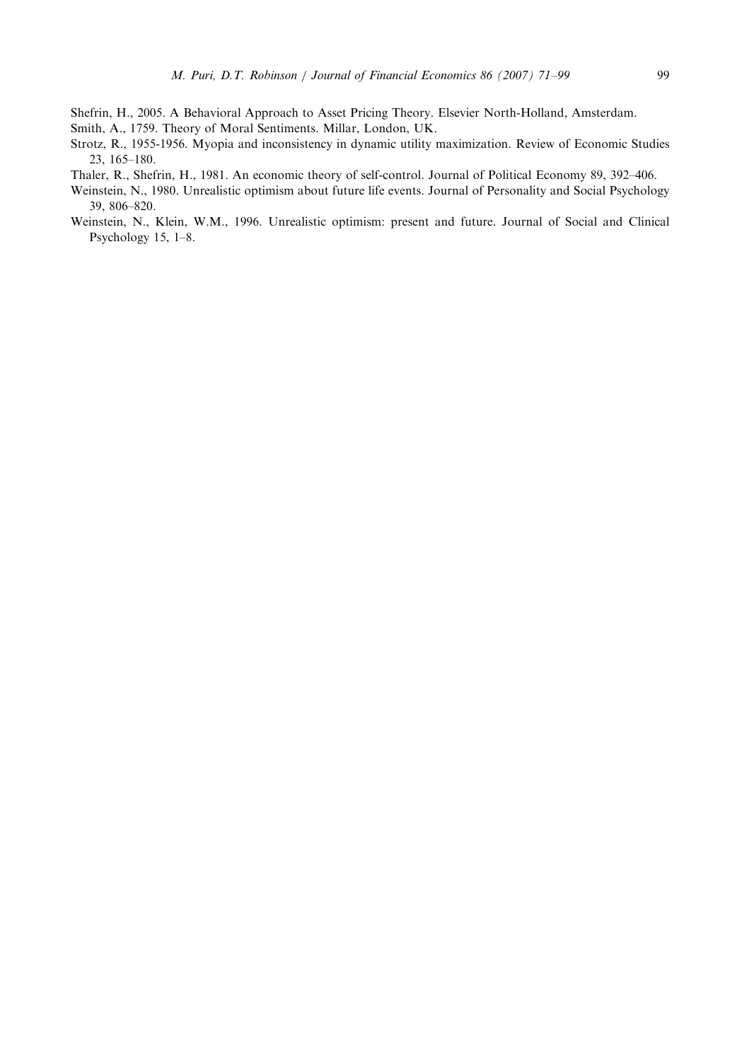Shefrin, H., 2005. A Behavioral Approach to Asset Pricing Theory. Elsevier North-Holland, Amsterdam.

Smith, A., 1759. Theory of Moral Sentiments. Millar, London, UK.

Strotz, R., 1955-1956. Myopia and inconsistency in dynamic utility maximization. Review of Economic Studies 23, 165–180.

Thaler, R., Shefrin, H., 1981. An economic theory of self-control. Journal of Political Economy 89, 392–406.

Weinstein, N., 1980. Unrealistic optimism about future life events. Journal of Personality and Social Psychology 39, 806–820.

Weinstein, N., Klein, W.M., 1996. Unrealistic optimism: present and future. Journal of Social and Clinical Psychology 15, 1–8.